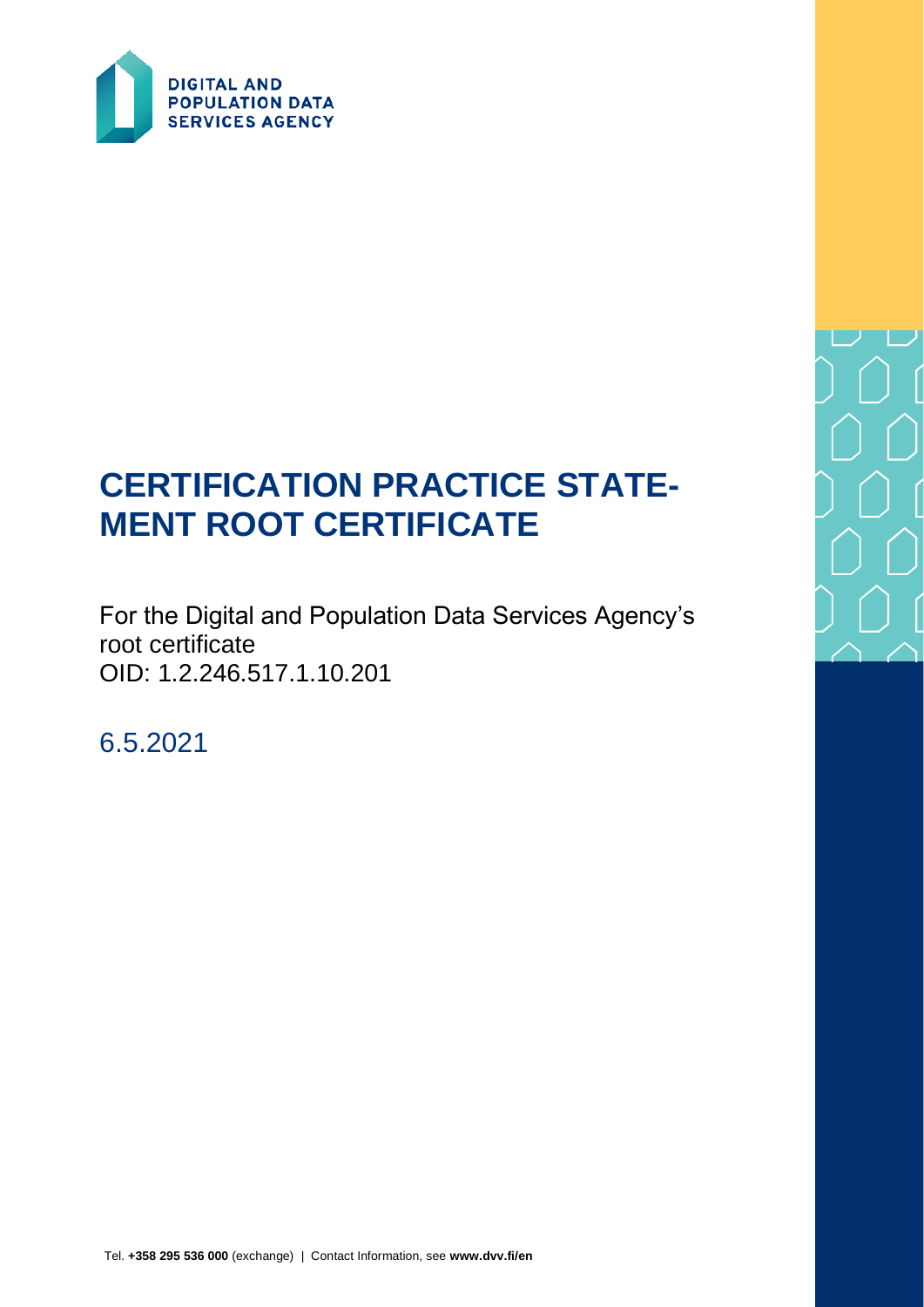DIGITAL AND POPULATION DATA SERVICES AGENCY

# CERTIFICATION PRACTICE STATEMENT ROOT CERTIFICATE

For the Digital and Population Data Services Agency's root certificate
OID: 1.2.246.517.1.10.201

6.5.2021

Tel. **+358 295 536 000** (exchange) | Contact Information, see **www.dvv.fi/en**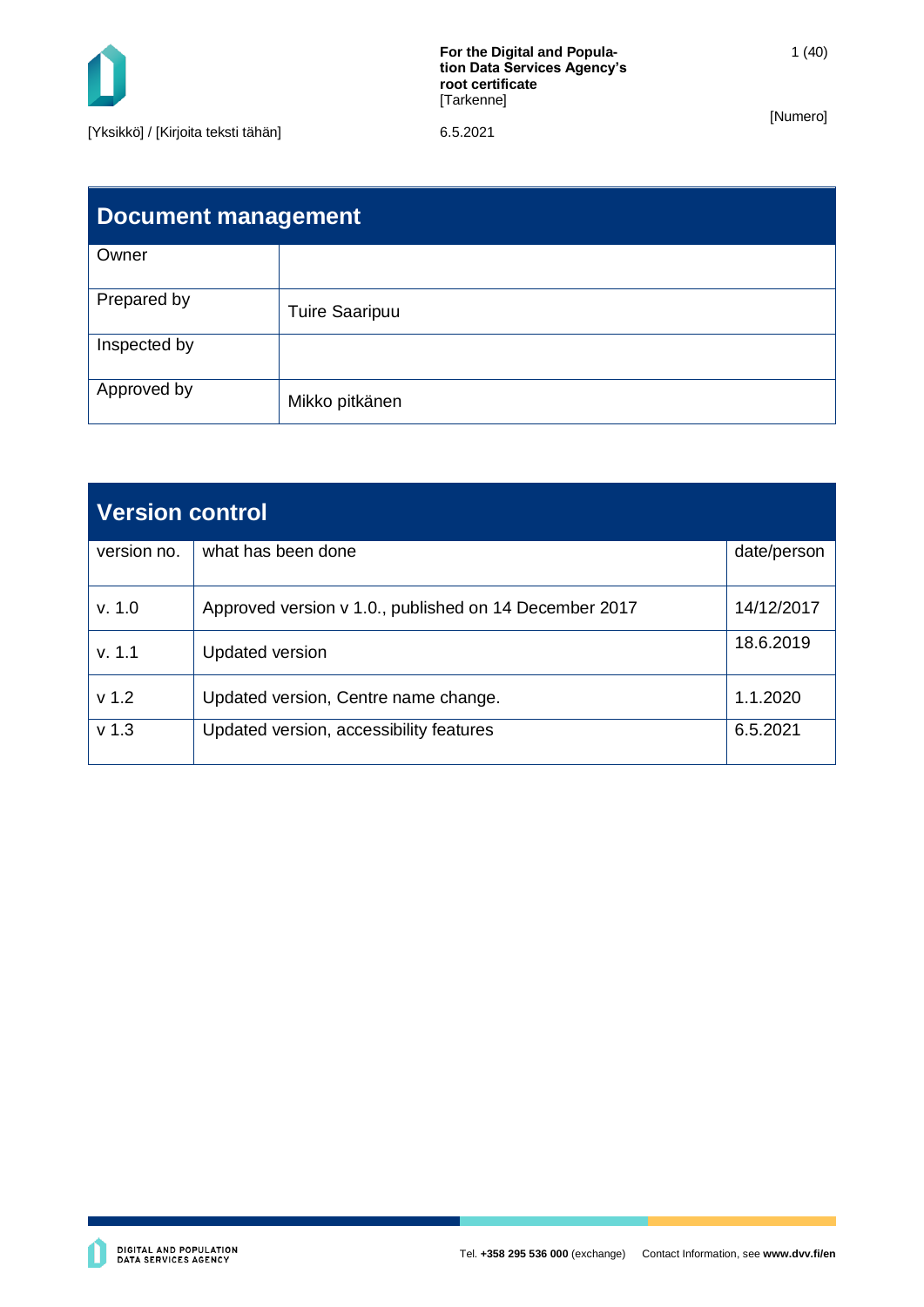## Document management

| Owner | |
|---|---|
| Prepared by | Tuire Saaripuu |
| Inspected by | |
| Approved by | Mikko pitkänen |

## Version control

| version no. | what has been done | date/person |
|---|---|---|
| v. 1.0 | Approved version v 1.0., published on 14 December 2017 | 14/12/2017 |
| v. 1.1 | Updated version | 18.6.2019 |
| v 1.2 | Updated version, Centre name change. | 1.1.2020 |
| v 1.3 | Updated version, accessibility features | 6.5.2021 |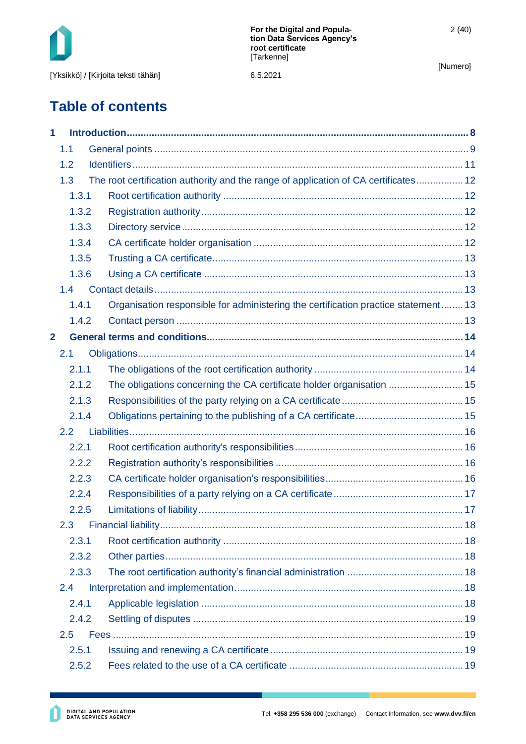# Table of contents

**1 Introduction ........ 8**

- 1.1 General points ........ 9
- 1.2 Identifiers ........ 11
- 1.3 The root certification authority and the range of application of CA certificates ........ 12
  - 1.3.1 Root certification authority ........ 12
  - 1.3.2 Registration authority ........ 12
  - 1.3.3 Directory service ........ 12
  - 1.3.4 CA certificate holder organisation ........ 12
  - 1.3.5 Trusting a CA certificate ........ 13
  - 1.3.6 Using a CA certificate ........ 13
- 1.4 Contact details ........ 13
  - 1.4.1 Organisation responsible for administering the certification practice statement ........ 13
  - 1.4.2 Contact person ........ 13

**2 General terms and conditions ........ 14**

- 2.1 Obligations ........ 14
  - 2.1.1 The obligations of the root certification authority ........ 14
  - 2.1.2 The obligations concerning the CA certificate holder organisation ........ 15
  - 2.1.3 Responsibilities of the party relying on a CA certificate ........ 15
  - 2.1.4 Obligations pertaining to the publishing of a CA certificate ........ 15
- 2.2 Liabilities ........ 16
  - 2.2.1 Root certification authority's responsibilities ........ 16
  - 2.2.2 Registration authority's responsibilities ........ 16
  - 2.2.3 CA certificate holder organisation's responsibilities ........ 16
  - 2.2.4 Responsibilities of a party relying on a CA certificate ........ 17
  - 2.2.5 Limitations of liability ........ 17
- 2.3 Financial liability ........ 18
  - 2.3.1 Root certification authority ........ 18
  - 2.3.2 Other parties ........ 18
  - 2.3.3 The root certification authority's financial administration ........ 18
- 2.4 Interpretation and implementation ........ 18
  - 2.4.1 Applicable legislation ........ 18
  - 2.4.2 Settling of disputes ........ 19
- 2.5 Fees ........ 19
  - 2.5.1 Issuing and renewing a CA certificate ........ 19
  - 2.5.2 Fees related to the use of a CA certificate ........ 19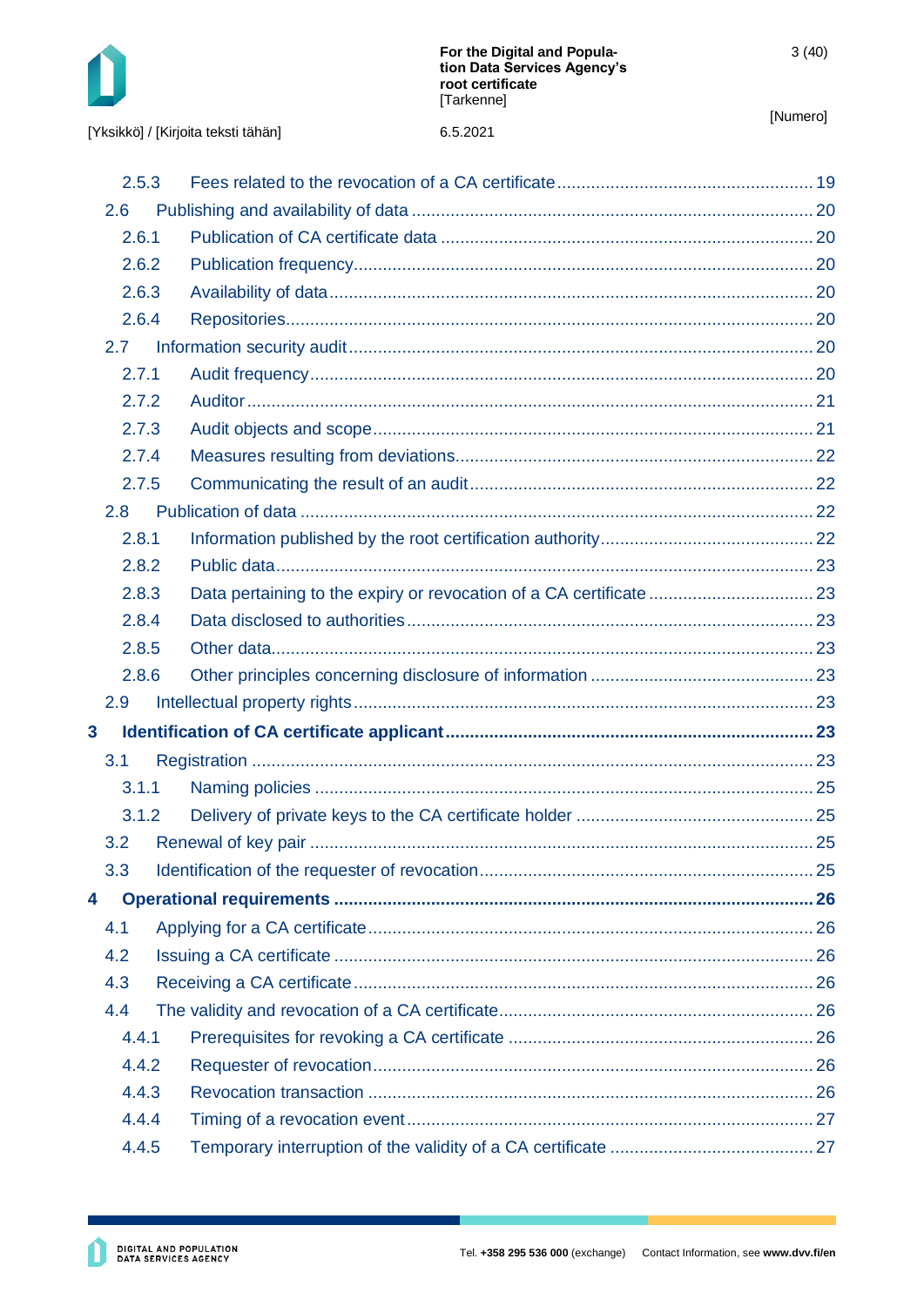2.5.3 Fees related to the revocation of a CA certificate .... 19
2.6 Publishing and availability of data .... 20
2.6.1 Publication of CA certificate data .... 20
2.6.2 Publication frequency .... 20
2.6.3 Availability of data .... 20
2.6.4 Repositories .... 20
2.7 Information security audit .... 20
2.7.1 Audit frequency .... 20
2.7.2 Auditor .... 21
2.7.3 Audit objects and scope .... 21
2.7.4 Measures resulting from deviations .... 22
2.7.5 Communicating the result of an audit .... 22
2.8 Publication of data .... 22
2.8.1 Information published by the root certification authority .... 22
2.8.2 Public data .... 23
2.8.3 Data pertaining to the expiry or revocation of a CA certificate .... 23
2.8.4 Data disclosed to authorities .... 23
2.8.5 Other data .... 23
2.8.6 Other principles concerning disclosure of information .... 23
2.9 Intellectual property rights .... 23

**3 Identification of CA certificate applicant .... 23**

3.1 Registration .... 23
3.1.1 Naming policies .... 25
3.1.2 Delivery of private keys to the CA certificate holder .... 25
3.2 Renewal of key pair .... 25
3.3 Identification of the requester of revocation .... 25

**4 Operational requirements .... 26**

4.1 Applying for a CA certificate .... 26
4.2 Issuing a CA certificate .... 26
4.3 Receiving a CA certificate .... 26
4.4 The validity and revocation of a CA certificate .... 26
4.4.1 Prerequisites for revoking a CA certificate .... 26
4.4.2 Requester of revocation .... 26
4.4.3 Revocation transaction .... 26
4.4.4 Timing of a revocation event .... 27
4.4.5 Temporary interruption of the validity of a CA certificate .... 27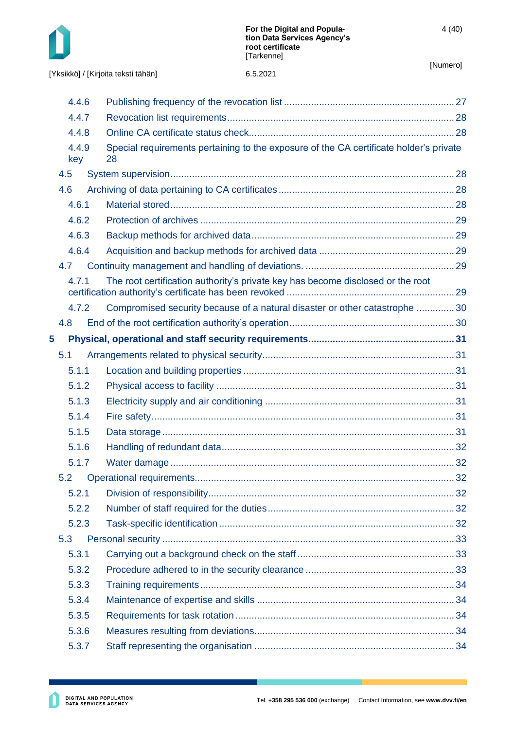4.4.6 Publishing frequency of the revocation list ..... 27
4.4.7 Revocation list requirements ..... 28
4.4.8 Online CA certificate status check ..... 28
4.4.9 Special requirements pertaining to the exposure of the CA certificate holder's private key 28
4.5 System supervision ..... 28
4.6 Archiving of data pertaining to CA certificates ..... 28
4.6.1 Material stored ..... 28
4.6.2 Protection of archives ..... 29
4.6.3 Backup methods for archived data ..... 29
4.6.4 Acquisition and backup methods for archived data ..... 29
4.7 Continuity management and handling of deviations. ..... 29
4.7.1 The root certification authority's private key has become disclosed or the root certification authority's certificate has been revoked ..... 29
4.7.2 Compromised security because of a natural disaster or other catastrophe ..... 30
4.8 End of the root certification authority's operation ..... 30

**5 Physical, operational and staff security requirements ..... 31**

5.1 Arrangements related to physical security ..... 31
5.1.1 Location and building properties ..... 31
5.1.2 Physical access to facility ..... 31
5.1.3 Electricity supply and air conditioning ..... 31
5.1.4 Fire safety ..... 31
5.1.5 Data storage ..... 31
5.1.6 Handling of redundant data ..... 32
5.1.7 Water damage ..... 32
5.2 Operational requirements ..... 32
5.2.1 Division of responsibility ..... 32
5.2.2 Number of staff required for the duties ..... 32
5.2.3 Task-specific identification ..... 32
5.3 Personal security ..... 33
5.3.1 Carrying out a background check on the staff ..... 33
5.3.2 Procedure adhered to in the security clearance ..... 33
5.3.3 Training requirements ..... 34
5.3.4 Maintenance of expertise and skills ..... 34
5.3.5 Requirements for task rotation ..... 34
5.3.6 Measures resulting from deviations ..... 34
5.3.7 Staff representing the organisation ..... 34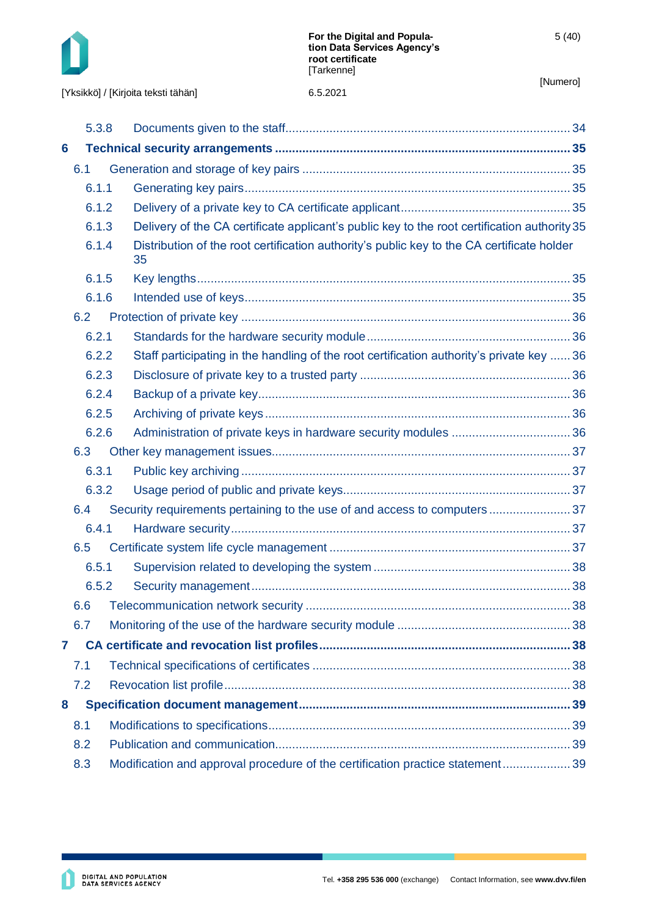5.3.8 Documents given to the staff .... 34

**6 Technical security arrangements .... 35**

6.1 Generation and storage of key pairs .... 35

6.1.1 Generating key pairs .... 35

6.1.2 Delivery of a private key to CA certificate applicant .... 35

6.1.3 Delivery of the CA certificate applicant's public key to the root certification authority 35

6.1.4 Distribution of the root certification authority's public key to the CA certificate holder 35

6.1.5 Key lengths .... 35

6.1.6 Intended use of keys .... 35

6.2 Protection of private key .... 36

6.2.1 Standards for the hardware security module .... 36

6.2.2 Staff participating in the handling of the root certification authority's private key .... 36

6.2.3 Disclosure of private key to a trusted party .... 36

6.2.4 Backup of a private key .... 36

6.2.5 Archiving of private keys .... 36

6.2.6 Administration of private keys in hardware security modules .... 36

6.3 Other key management issues .... 37

6.3.1 Public key archiving .... 37

6.3.2 Usage period of public and private keys .... 37

6.4 Security requirements pertaining to the use of and access to computers .... 37

6.4.1 Hardware security .... 37

6.5 Certificate system life cycle management .... 37

6.5.1 Supervision related to developing the system .... 38

6.5.2 Security management .... 38

6.6 Telecommunication network security .... 38

6.7 Monitoring of the use of the hardware security module .... 38

**7 CA certificate and revocation list profiles .... 38**

7.1 Technical specifications of certificates .... 38

7.2 Revocation list profile .... 38

**8 Specification document management .... 39**

8.1 Modifications to specifications .... 39

8.2 Publication and communication .... 39

8.3 Modification and approval procedure of the certification practice statement .... 39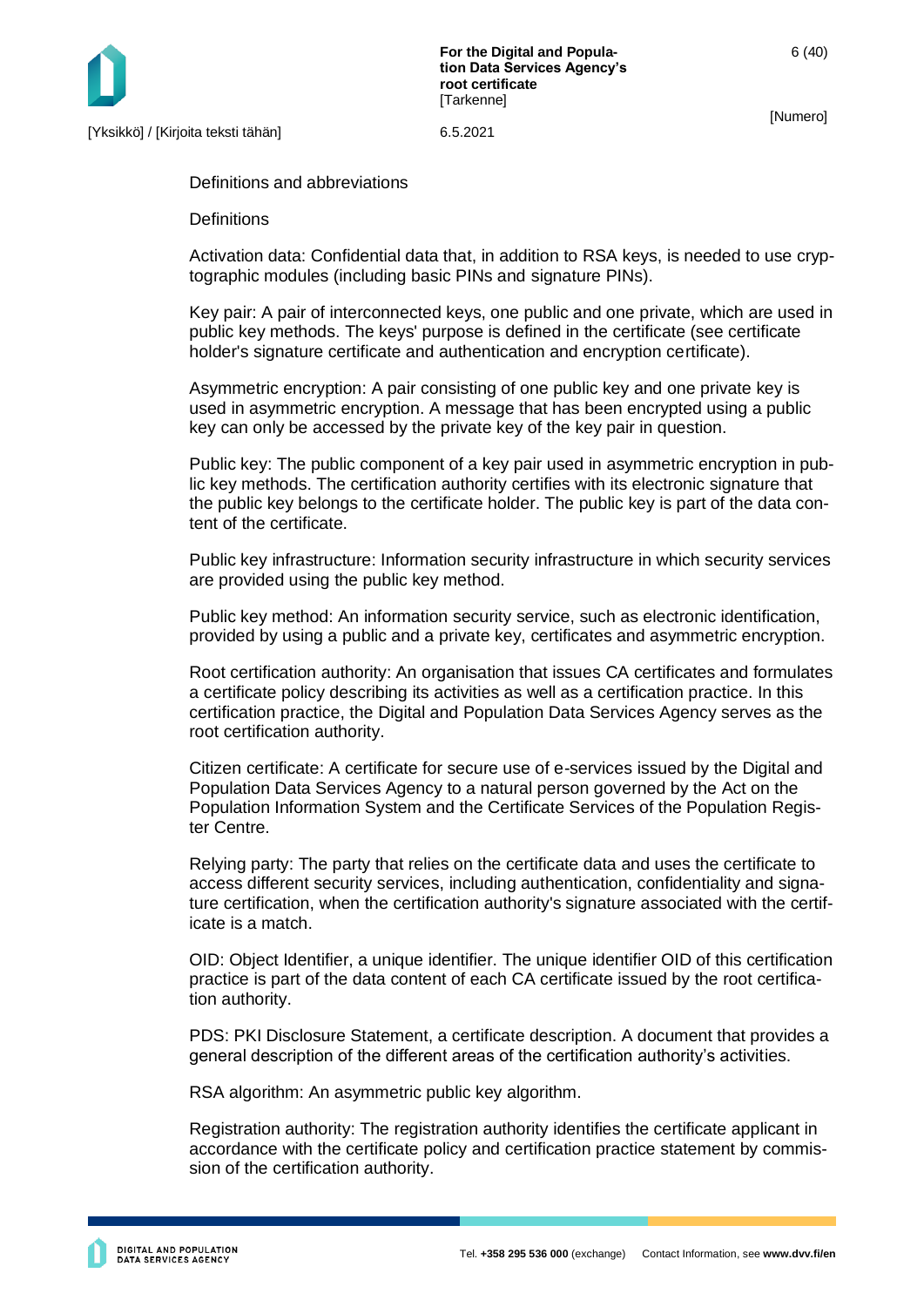## Definitions and abbreviations

### Definitions

Activation data: Confidential data that, in addition to RSA keys, is needed to use cryptographic modules (including basic PINs and signature PINs).

Key pair: A pair of interconnected keys, one public and one private, which are used in public key methods. The keys' purpose is defined in the certificate (see certificate holder's signature certificate and authentication and encryption certificate).

Asymmetric encryption: A pair consisting of one public key and one private key is used in asymmetric encryption. A message that has been encrypted using a public key can only be accessed by the private key of the key pair in question.

Public key: The public component of a key pair used in asymmetric encryption in public key methods. The certification authority certifies with its electronic signature that the public key belongs to the certificate holder. The public key is part of the data content of the certificate.

Public key infrastructure: Information security infrastructure in which security services are provided using the public key method.

Public key method: An information security service, such as electronic identification, provided by using a public and a private key, certificates and asymmetric encryption.

Root certification authority: An organisation that issues CA certificates and formulates a certificate policy describing its activities as well as a certification practice. In this certification practice, the Digital and Population Data Services Agency serves as the root certification authority.

Citizen certificate: A certificate for secure use of e-services issued by the Digital and Population Data Services Agency to a natural person governed by the Act on the Population Information System and the Certificate Services of the Population Register Centre.

Relying party: The party that relies on the certificate data and uses the certificate to access different security services, including authentication, confidentiality and signature certification, when the certification authority's signature associated with the certificate is a match.

OID: Object Identifier, a unique identifier. The unique identifier OID of this certification practice is part of the data content of each CA certificate issued by the root certification authority.

PDS: PKI Disclosure Statement, a certificate description. A document that provides a general description of the different areas of the certification authority's activities.

RSA algorithm: An asymmetric public key algorithm.

Registration authority: The registration authority identifies the certificate applicant in accordance with the certificate policy and certification practice statement by commission of the certification authority.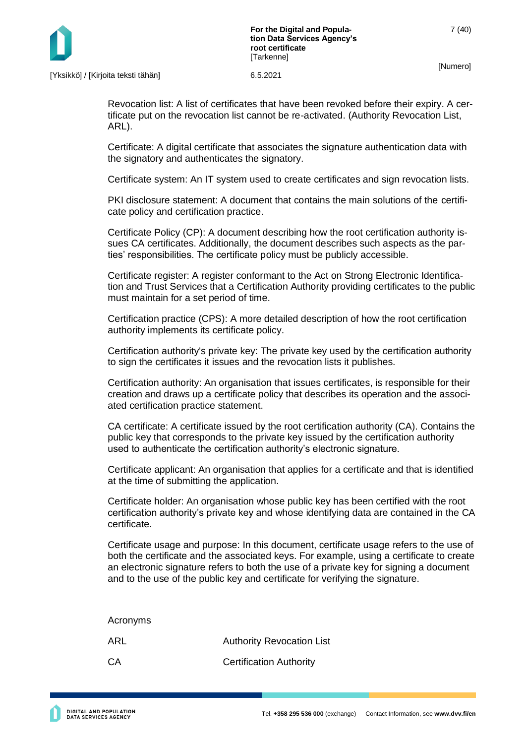Revocation list: A list of certificates that have been revoked before their expiry. A certificate put on the revocation list cannot be re-activated. (Authority Revocation List, ARL).

Certificate: A digital certificate that associates the signature authentication data with the signatory and authenticates the signatory.

Certificate system: An IT system used to create certificates and sign revocation lists.

PKI disclosure statement: A document that contains the main solutions of the certificate policy and certification practice.

Certificate Policy (CP): A document describing how the root certification authority issues CA certificates. Additionally, the document describes such aspects as the parties' responsibilities. The certificate policy must be publicly accessible.

Certificate register: A register conformant to the Act on Strong Electronic Identification and Trust Services that a Certification Authority providing certificates to the public must maintain for a set period of time.

Certification practice (CPS): A more detailed description of how the root certification authority implements its certificate policy.

Certification authority's private key: The private key used by the certification authority to sign the certificates it issues and the revocation lists it publishes.

Certification authority: An organisation that issues certificates, is responsible for their creation and draws up a certificate policy that describes its operation and the associated certification practice statement.

CA certificate: A certificate issued by the root certification authority (CA). Contains the public key that corresponds to the private key issued by the certification authority used to authenticate the certification authority's electronic signature.

Certificate applicant: An organisation that applies for a certificate and that is identified at the time of submitting the application.

Certificate holder: An organisation whose public key has been certified with the root certification authority's private key and whose identifying data are contained in the CA certificate.

Certificate usage and purpose: In this document, certificate usage refers to the use of both the certificate and the associated keys. For example, using a certificate to create an electronic signature refers to both the use of a private key for signing a document and to the use of the public key and certificate for verifying the signature.

Acronyms

| | |
|---|---|
| ARL | Authority Revocation List |
| CA | Certification Authority |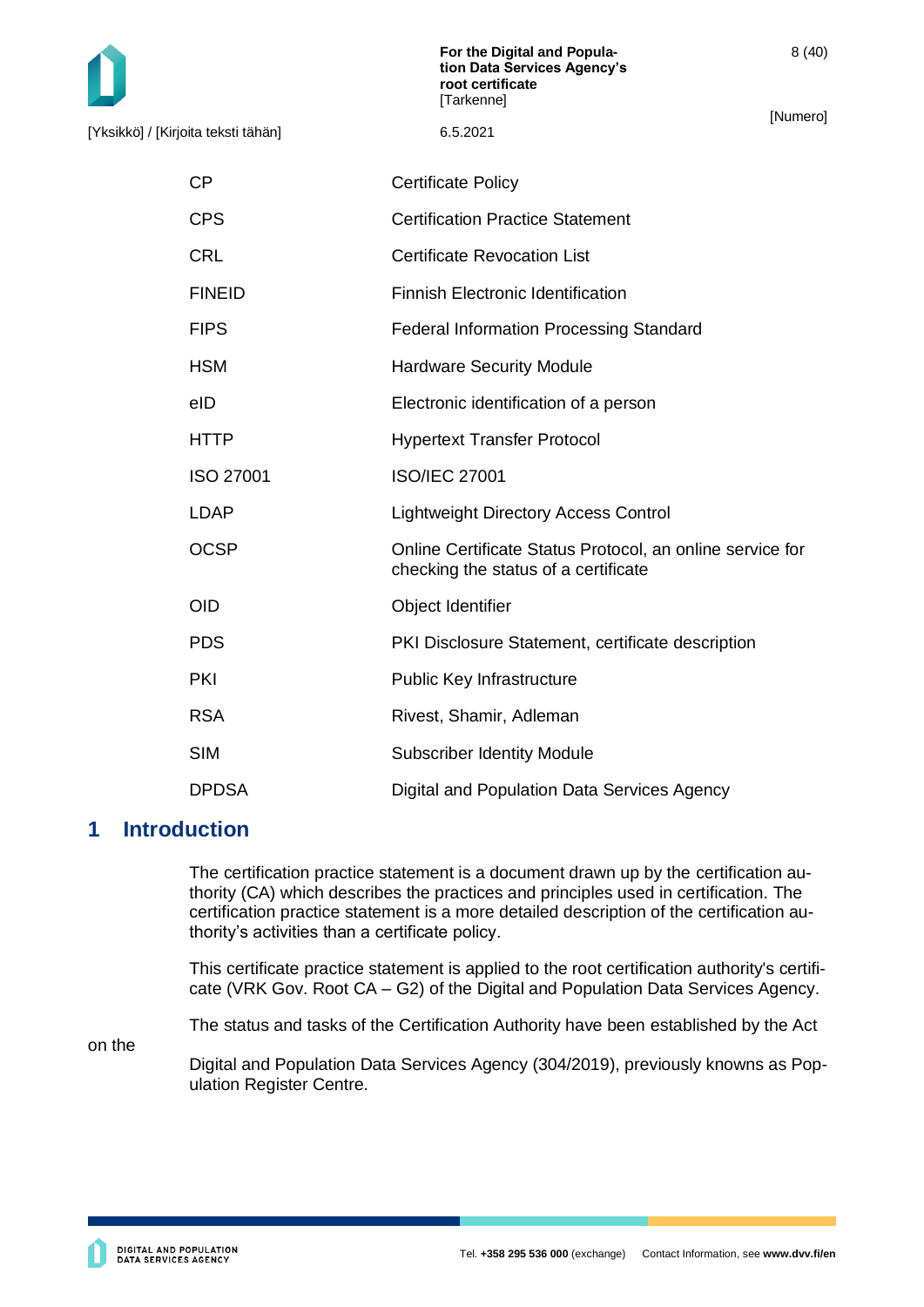| | |
|---|---|
| CP | Certificate Policy |
| CPS | Certification Practice Statement |
| CRL | Certificate Revocation List |
| FINEID | Finnish Electronic Identification |
| FIPS | Federal Information Processing Standard |
| HSM | Hardware Security Module |
| eID | Electronic identification of a person |
| HTTP | Hypertext Transfer Protocol |
| ISO 27001 | ISO/IEC 27001 |
| LDAP | Lightweight Directory Access Control |
| OCSP | Online Certificate Status Protocol, an online service for checking the status of a certificate |
| OID | Object Identifier |
| PDS | PKI Disclosure Statement, certificate description |
| PKI | Public Key Infrastructure |
| RSA | Rivest, Shamir, Adleman |
| SIM | Subscriber Identity Module |
| DPDSA | Digital and Population Data Services Agency |

# 1 Introduction

The certification practice statement is a document drawn up by the certification authority (CA) which describes the practices and principles used in certification. The certification practice statement is a more detailed description of the certification authority's activities than a certificate policy.

This certificate practice statement is applied to the root certification authority's certificate (VRK Gov. Root CA – G2) of the Digital and Population Data Services Agency.

The status and tasks of the Certification Authority have been established by the Act on the Digital and Population Data Services Agency (304/2019), previously knowns as Population Register Centre.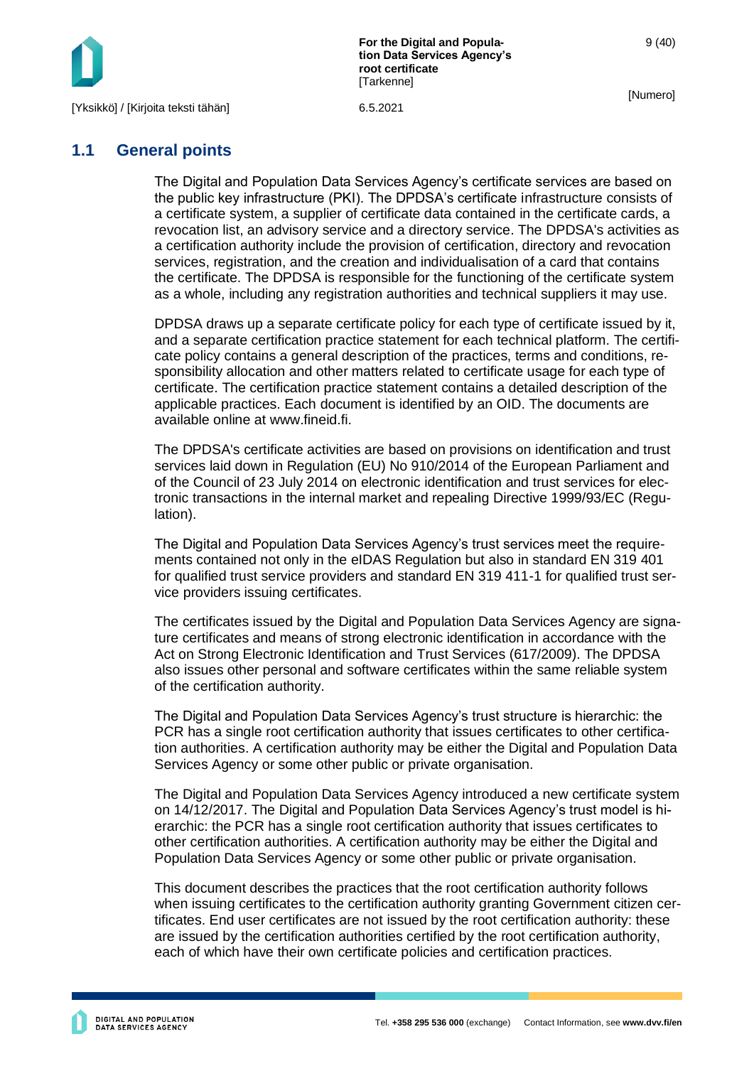## 1.1 General points

The Digital and Population Data Services Agency's certificate services are based on the public key infrastructure (PKI). The DPDSA's certificate infrastructure consists of a certificate system, a supplier of certificate data contained in the certificate cards, a revocation list, an advisory service and a directory service. The DPDSA's activities as a certification authority include the provision of certification, directory and revocation services, registration, and the creation and individualisation of a card that contains the certificate. The DPDSA is responsible for the functioning of the certificate system as a whole, including any registration authorities and technical suppliers it may use.

DPDSA draws up a separate certificate policy for each type of certificate issued by it, and a separate certification practice statement for each technical platform. The certificate policy contains a general description of the practices, terms and conditions, responsibility allocation and other matters related to certificate usage for each type of certificate. The certification practice statement contains a detailed description of the applicable practices. Each document is identified by an OID. The documents are available online at www.fineid.fi.

The DPDSA's certificate activities are based on provisions on identification and trust services laid down in Regulation (EU) No 910/2014 of the European Parliament and of the Council of 23 July 2014 on electronic identification and trust services for electronic transactions in the internal market and repealing Directive 1999/93/EC (Regulation).

The Digital and Population Data Services Agency's trust services meet the requirements contained not only in the eIDAS Regulation but also in standard EN 319 401 for qualified trust service providers and standard EN 319 411-1 for qualified trust service providers issuing certificates.

The certificates issued by the Digital and Population Data Services Agency are signature certificates and means of strong electronic identification in accordance with the Act on Strong Electronic Identification and Trust Services (617/2009). The DPDSA also issues other personal and software certificates within the same reliable system of the certification authority.

The Digital and Population Data Services Agency's trust structure is hierarchic: the PCR has a single root certification authority that issues certificates to other certification authorities. A certification authority may be either the Digital and Population Data Services Agency or some other public or private organisation.

The Digital and Population Data Services Agency introduced a new certificate system on 14/12/2017. The Digital and Population Data Services Agency's trust model is hierarchic: the PCR has a single root certification authority that issues certificates to other certification authorities. A certification authority may be either the Digital and Population Data Services Agency or some other public or private organisation.

This document describes the practices that the root certification authority follows when issuing certificates to the certification authority granting Government citizen certificates. End user certificates are not issued by the root certification authority: these are issued by the certification authorities certified by the root certification authority, each of which have their own certificate policies and certification practices.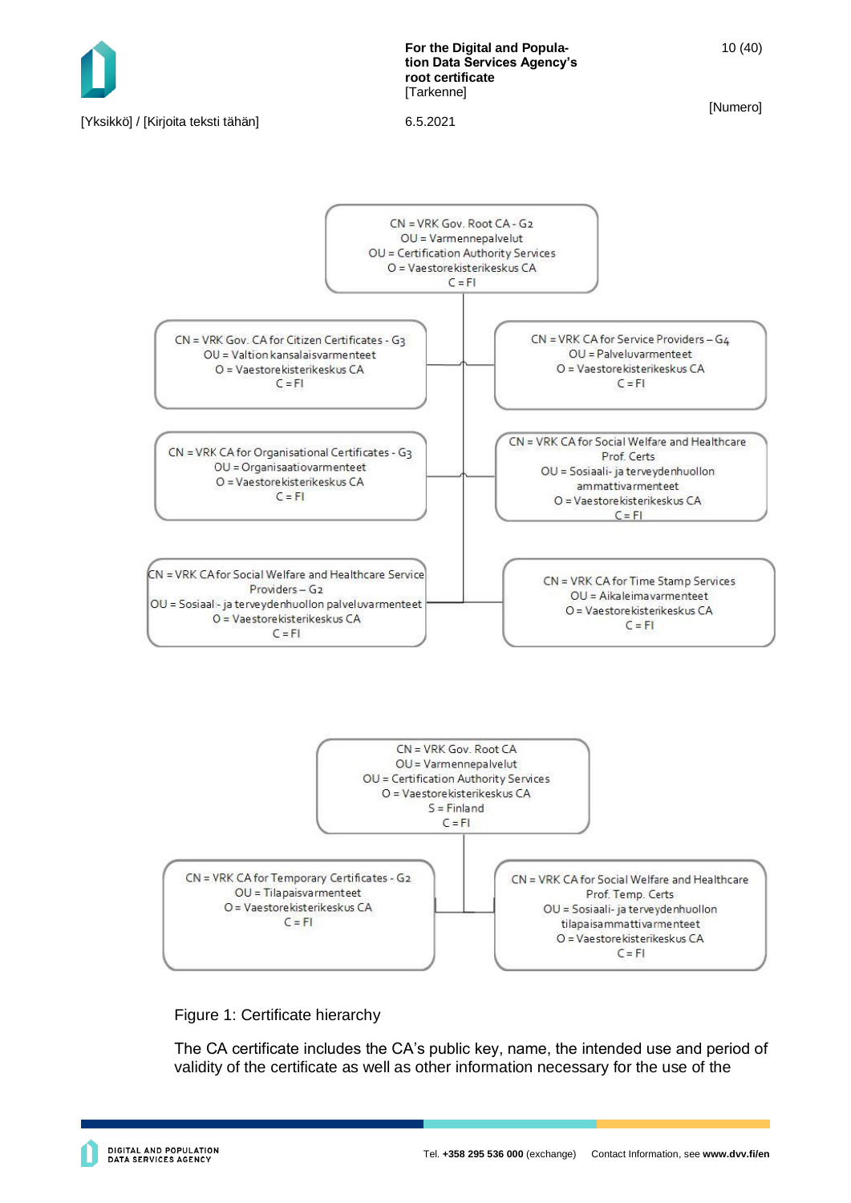CN = VRK Gov. Root CA - G2
OU = Varmennepalvelut
OU = Certification Authority Services
O = Vaestorekisterikeskus CA
C = FI

CN = VRK Gov. CA for Citizen Certificates - G3
OU = Valtion kansalaisvarmenteet
O = Vaestorekisterikeskus CA
C = FI

CN = VRK CA for Service Providers – G4
OU = Palveluvarmenteet
O = Vaestorekisterikeskus CA
C = FI

CN = VRK CA for Organisational Certificates - G3
OU = Organisaatiovarmenteet
O = Vaestorekisterikeskus CA
C = FI

CN = VRK CA for Social Welfare and Healthcare Prof. Certs
OU = Sosiaali- ja terveydenhuollon ammattivarmenteet
O = Vaestorekisterikeskus CA
C = FI

CN = VRK CA for Social Welfare and Healthcare Service Providers – G2
OU = Sosiaal - ja terveydenhuollon palveluvarmenteet
O = Vaestorekisterikeskus CA
C = FI

CN = VRK CA for Time Stamp Services
OU = Aikaleimavarmenteet
O = Vaestorekisterikeskus CA
C = FI

CN = VRK Gov. Root CA
OU = Varmennepalvelut
OU = Certification Authority Services
O = Vaestorekisterikeskus CA
S = Finland
C = FI

CN = VRK CA for Temporary Certificates - G2
OU = Tilapaisvarmenteet
O = Vaestorekisterikeskus CA
C = FI

CN = VRK CA for Social Welfare and Healthcare Prof. Temp. Certs
OU = Sosiaali- ja terveydenhuollon tilapaisammattivarmenteet
O = Vaestorekisterikeskus CA
C = FI

Figure 1: Certificate hierarchy

The CA certificate includes the CA's public key, name, the intended use and period of validity of the certificate as well as other information necessary for the use of the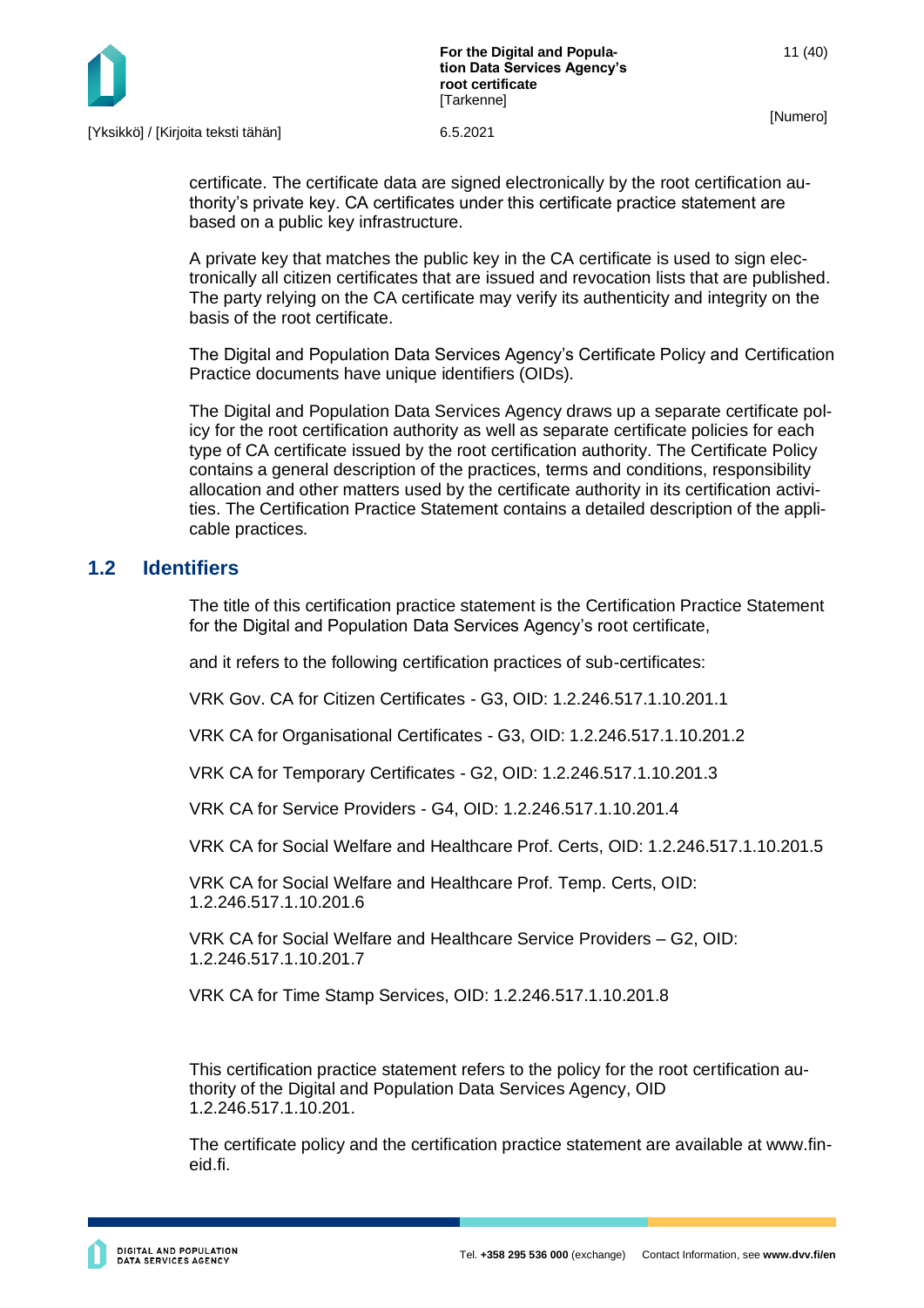certificate. The certificate data are signed electronically by the root certification authority's private key. CA certificates under this certificate practice statement are based on a public key infrastructure.

A private key that matches the public key in the CA certificate is used to sign electronically all citizen certificates that are issued and revocation lists that are published. The party relying on the CA certificate may verify its authenticity and integrity on the basis of the root certificate.

The Digital and Population Data Services Agency's Certificate Policy and Certification Practice documents have unique identifiers (OIDs).

The Digital and Population Data Services Agency draws up a separate certificate policy for the root certification authority as well as separate certificate policies for each type of CA certificate issued by the root certification authority. The Certificate Policy contains a general description of the practices, terms and conditions, responsibility allocation and other matters used by the certificate authority in its certification activities. The Certification Practice Statement contains a detailed description of the applicable practices.

## 1.2 Identifiers

The title of this certification practice statement is the Certification Practice Statement for the Digital and Population Data Services Agency's root certificate,

and it refers to the following certification practices of sub-certificates:

VRK Gov. CA for Citizen Certificates - G3, OID: 1.2.246.517.1.10.201.1

VRK CA for Organisational Certificates - G3, OID: 1.2.246.517.1.10.201.2

VRK CA for Temporary Certificates - G2, OID: 1.2.246.517.1.10.201.3

VRK CA for Service Providers - G4, OID: 1.2.246.517.1.10.201.4

VRK CA for Social Welfare and Healthcare Prof. Certs, OID: 1.2.246.517.1.10.201.5

VRK CA for Social Welfare and Healthcare Prof. Temp. Certs, OID: 1.2.246.517.1.10.201.6

VRK CA for Social Welfare and Healthcare Service Providers – G2, OID: 1.2.246.517.1.10.201.7

VRK CA for Time Stamp Services, OID: 1.2.246.517.1.10.201.8

This certification practice statement refers to the policy for the root certification authority of the Digital and Population Data Services Agency, OID 1.2.246.517.1.10.201.

The certificate policy and the certification practice statement are available at www.fineid.fi.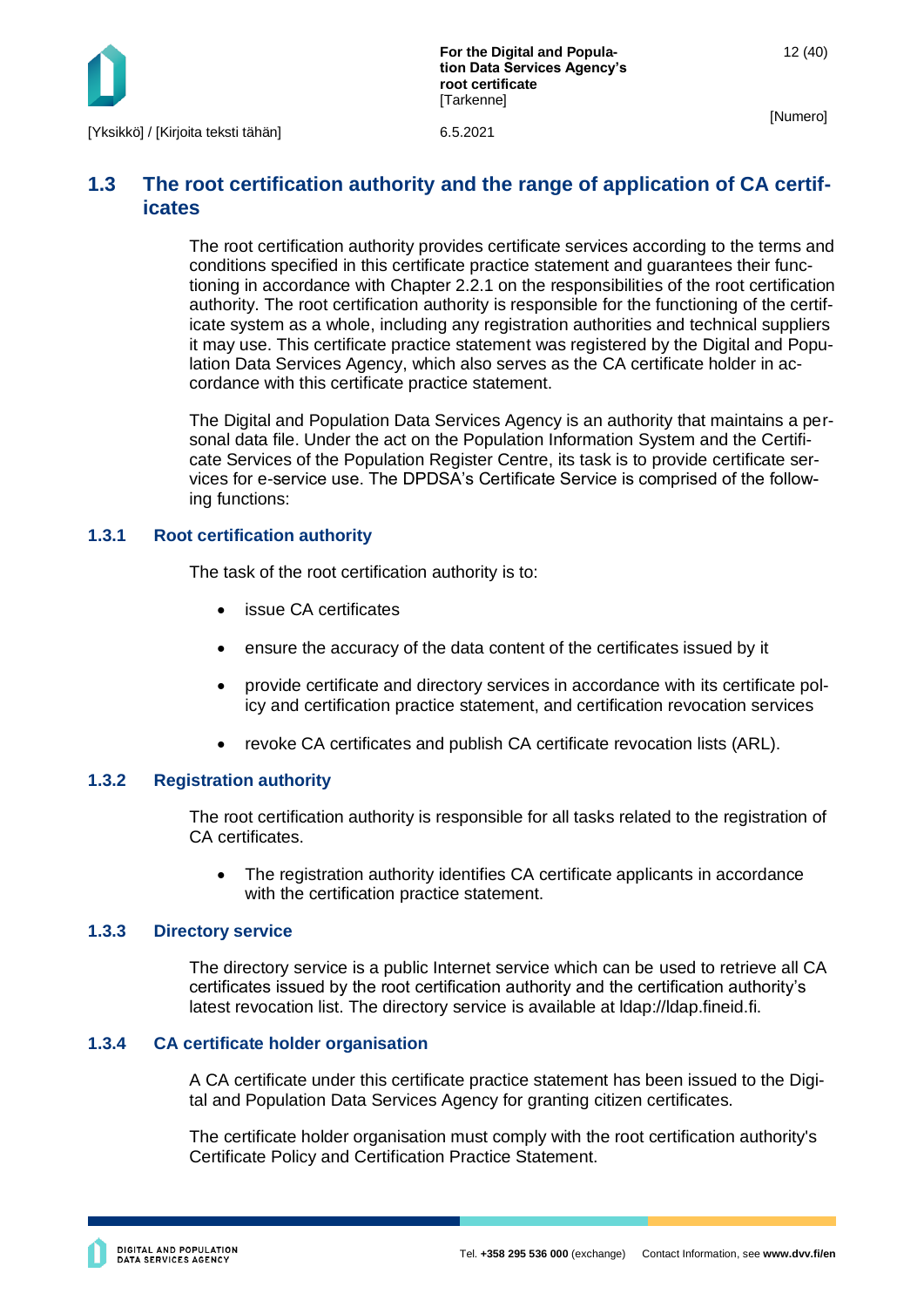## 1.3 The root certification authority and the range of application of CA certificates

The root certification authority provides certificate services according to the terms and conditions specified in this certificate practice statement and guarantees their functioning in accordance with Chapter 2.2.1 on the responsibilities of the root certification authority. The root certification authority is responsible for the functioning of the certificate system as a whole, including any registration authorities and technical suppliers it may use. This certificate practice statement was registered by the Digital and Population Data Services Agency, which also serves as the CA certificate holder in accordance with this certificate practice statement.

The Digital and Population Data Services Agency is an authority that maintains a personal data file. Under the act on the Population Information System and the Certificate Services of the Population Register Centre, its task is to provide certificate services for e-service use. The DPDSA's Certificate Service is comprised of the following functions:

### 1.3.1 Root certification authority

The task of the root certification authority is to:

- issue CA certificates
- ensure the accuracy of the data content of the certificates issued by it
- provide certificate and directory services in accordance with its certificate policy and certification practice statement, and certification revocation services
- revoke CA certificates and publish CA certificate revocation lists (ARL).

### 1.3.2 Registration authority

The root certification authority is responsible for all tasks related to the registration of CA certificates.

- The registration authority identifies CA certificate applicants in accordance with the certification practice statement.

### 1.3.3 Directory service

The directory service is a public Internet service which can be used to retrieve all CA certificates issued by the root certification authority and the certification authority's latest revocation list. The directory service is available at ldap://ldap.fineid.fi.

### 1.3.4 CA certificate holder organisation

A CA certificate under this certificate practice statement has been issued to the Digital and Population Data Services Agency for granting citizen certificates.

The certificate holder organisation must comply with the root certification authority's Certificate Policy and Certification Practice Statement.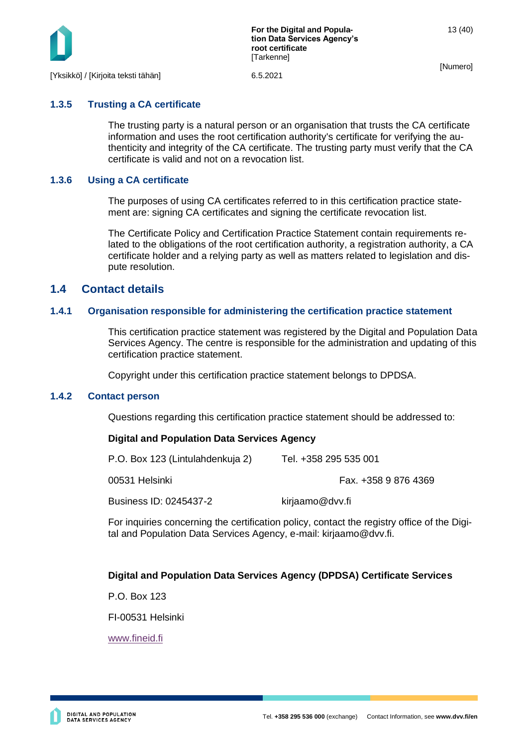### 1.3.5 Trusting a CA certificate

The trusting party is a natural person or an organisation that trusts the CA certificate information and uses the root certification authority's certificate for verifying the authenticity and integrity of the CA certificate. The trusting party must verify that the CA certificate is valid and not on a revocation list.

### 1.3.6 Using a CA certificate

The purposes of using CA certificates referred to in this certification practice statement are: signing CA certificates and signing the certificate revocation list.

The Certificate Policy and Certification Practice Statement contain requirements related to the obligations of the root certification authority, a registration authority, a CA certificate holder and a relying party as well as matters related to legislation and dispute resolution.

## 1.4 Contact details

### 1.4.1 Organisation responsible for administering the certification practice statement

This certification practice statement was registered by the Digital and Population Data Services Agency. The centre is responsible for the administration and updating of this certification practice statement.

Copyright under this certification practice statement belongs to DPDSA.

### 1.4.2 Contact person

Questions regarding this certification practice statement should be addressed to:

**Digital and Population Data Services Agency**

P.O. Box 123 (Lintulahdenkuja 2) Tel. +358 295 535 001

00531 Helsinki Fax. +358 9 876 4369

Business ID: 0245437-2 kirjaamo@dvv.fi

For inquiries concerning the certification policy, contact the registry office of the Digital and Population Data Services Agency, e-mail: kirjaamo@dvv.fi.

**Digital and Population Data Services Agency (DPDSA) Certificate Services**

P.O. Box 123

FI-00531 Helsinki

www.fineid.fi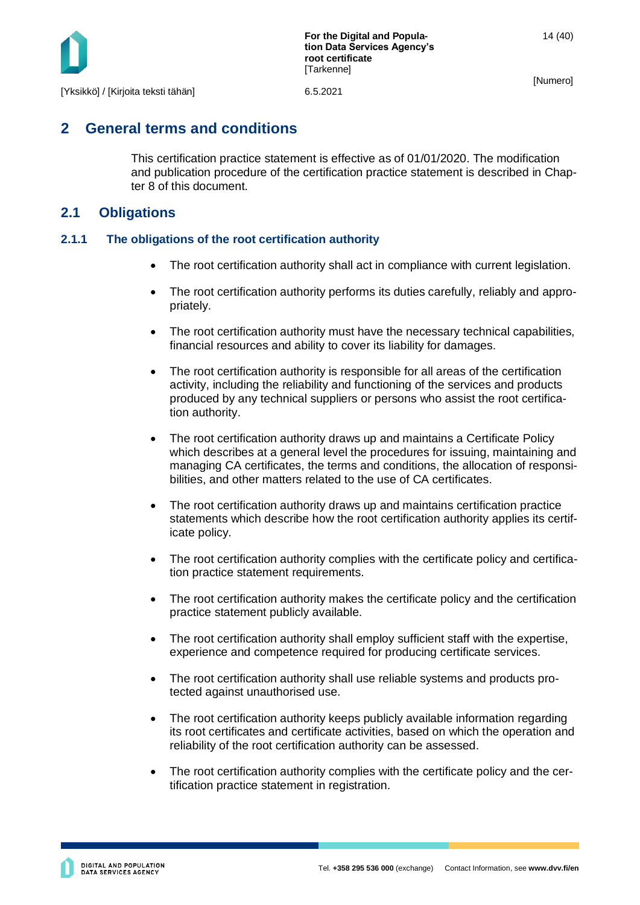# 2 General terms and conditions

This certification practice statement is effective as of 01/01/2020. The modification and publication procedure of the certification practice statement is described in Chapter 8 of this document.

## 2.1 Obligations

### 2.1.1 The obligations of the root certification authority

- The root certification authority shall act in compliance with current legislation.
- The root certification authority performs its duties carefully, reliably and appropriately.
- The root certification authority must have the necessary technical capabilities, financial resources and ability to cover its liability for damages.
- The root certification authority is responsible for all areas of the certification activity, including the reliability and functioning of the services and products produced by any technical suppliers or persons who assist the root certification authority.
- The root certification authority draws up and maintains a Certificate Policy which describes at a general level the procedures for issuing, maintaining and managing CA certificates, the terms and conditions, the allocation of responsibilities, and other matters related to the use of CA certificates.
- The root certification authority draws up and maintains certification practice statements which describe how the root certification authority applies its certificate policy.
- The root certification authority complies with the certificate policy and certification practice statement requirements.
- The root certification authority makes the certificate policy and the certification practice statement publicly available.
- The root certification authority shall employ sufficient staff with the expertise, experience and competence required for producing certificate services.
- The root certification authority shall use reliable systems and products protected against unauthorised use.
- The root certification authority keeps publicly available information regarding its root certificates and certificate activities, based on which the operation and reliability of the root certification authority can be assessed.
- The root certification authority complies with the certificate policy and the certification practice statement in registration.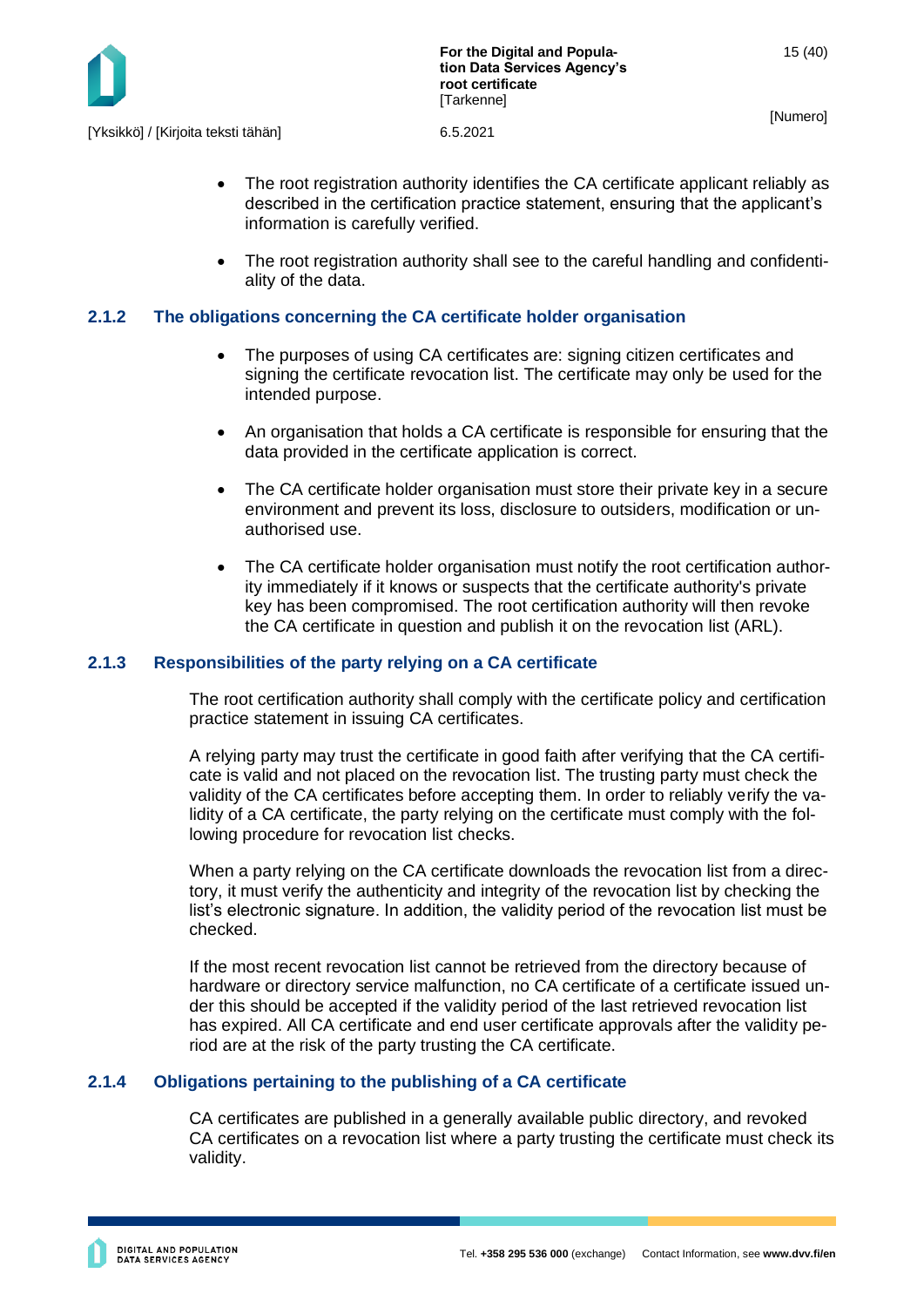- The root registration authority identifies the CA certificate applicant reliably as described in the certification practice statement, ensuring that the applicant's information is carefully verified.
- The root registration authority shall see to the careful handling and confidentiality of the data.

### 2.1.2 The obligations concerning the CA certificate holder organisation

- The purposes of using CA certificates are: signing citizen certificates and signing the certificate revocation list. The certificate may only be used for the intended purpose.
- An organisation that holds a CA certificate is responsible for ensuring that the data provided in the certificate application is correct.
- The CA certificate holder organisation must store their private key in a secure environment and prevent its loss, disclosure to outsiders, modification or unauthorised use.
- The CA certificate holder organisation must notify the root certification authority immediately if it knows or suspects that the certificate authority's private key has been compromised. The root certification authority will then revoke the CA certificate in question and publish it on the revocation list (ARL).

### 2.1.3 Responsibilities of the party relying on a CA certificate

The root certification authority shall comply with the certificate policy and certification practice statement in issuing CA certificates.

A relying party may trust the certificate in good faith after verifying that the CA certificate is valid and not placed on the revocation list. The trusting party must check the validity of the CA certificates before accepting them. In order to reliably verify the validity of a CA certificate, the party relying on the certificate must comply with the following procedure for revocation list checks.

When a party relying on the CA certificate downloads the revocation list from a directory, it must verify the authenticity and integrity of the revocation list by checking the list's electronic signature. In addition, the validity period of the revocation list must be checked.

If the most recent revocation list cannot be retrieved from the directory because of hardware or directory service malfunction, no CA certificate of a certificate issued under this should be accepted if the validity period of the last retrieved revocation list has expired. All CA certificate and end user certificate approvals after the validity period are at the risk of the party trusting the CA certificate.

### 2.1.4 Obligations pertaining to the publishing of a CA certificate

CA certificates are published in a generally available public directory, and revoked CA certificates on a revocation list where a party trusting the certificate must check its validity.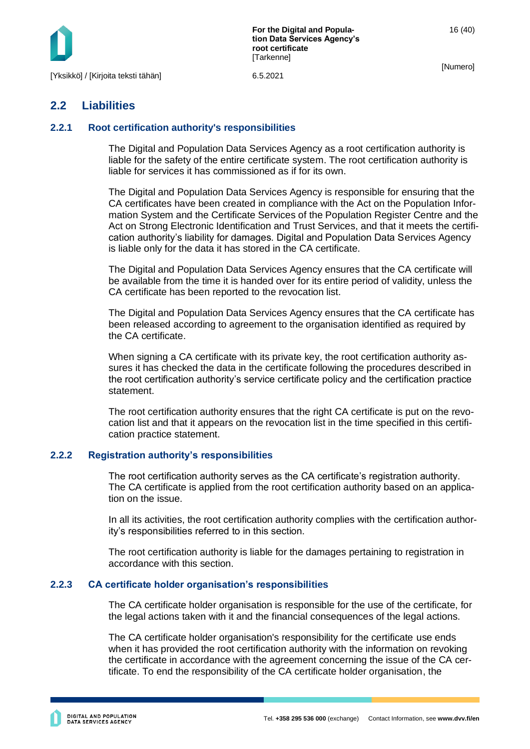## 2.2 Liabilities

### 2.2.1 Root certification authority's responsibilities

The Digital and Population Data Services Agency as a root certification authority is liable for the safety of the entire certificate system. The root certification authority is liable for services it has commissioned as if for its own.

The Digital and Population Data Services Agency is responsible for ensuring that the CA certificates have been created in compliance with the Act on the Population Information System and the Certificate Services of the Population Register Centre and the Act on Strong Electronic Identification and Trust Services, and that it meets the certification authority's liability for damages. Digital and Population Data Services Agency is liable only for the data it has stored in the CA certificate.

The Digital and Population Data Services Agency ensures that the CA certificate will be available from the time it is handed over for its entire period of validity, unless the CA certificate has been reported to the revocation list.

The Digital and Population Data Services Agency ensures that the CA certificate has been released according to agreement to the organisation identified as required by the CA certificate.

When signing a CA certificate with its private key, the root certification authority assures it has checked the data in the certificate following the procedures described in the root certification authority's service certificate policy and the certification practice statement.

The root certification authority ensures that the right CA certificate is put on the revocation list and that it appears on the revocation list in the time specified in this certification practice statement.

### 2.2.2 Registration authority's responsibilities

The root certification authority serves as the CA certificate's registration authority. The CA certificate is applied from the root certification authority based on an application on the issue.

In all its activities, the root certification authority complies with the certification authority's responsibilities referred to in this section.

The root certification authority is liable for the damages pertaining to registration in accordance with this section.

### 2.2.3 CA certificate holder organisation's responsibilities

The CA certificate holder organisation is responsible for the use of the certificate, for the legal actions taken with it and the financial consequences of the legal actions.

The CA certificate holder organisation's responsibility for the certificate use ends when it has provided the root certification authority with the information on revoking the certificate in accordance with the agreement concerning the issue of the CA certificate. To end the responsibility of the CA certificate holder organisation, the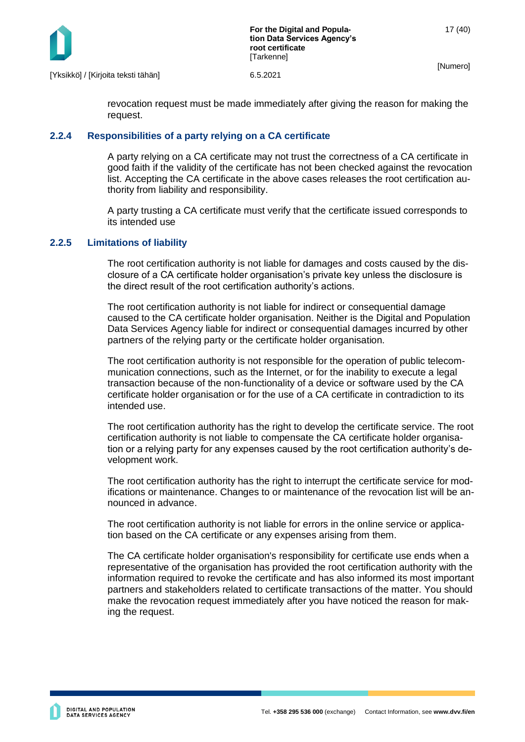revocation request must be made immediately after giving the reason for making the request.

### 2.2.4 Responsibilities of a party relying on a CA certificate

A party relying on a CA certificate may not trust the correctness of a CA certificate in good faith if the validity of the certificate has not been checked against the revocation list. Accepting the CA certificate in the above cases releases the root certification authority from liability and responsibility.

A party trusting a CA certificate must verify that the certificate issued corresponds to its intended use

### 2.2.5 Limitations of liability

The root certification authority is not liable for damages and costs caused by the disclosure of a CA certificate holder organisation's private key unless the disclosure is the direct result of the root certification authority's actions.

The root certification authority is not liable for indirect or consequential damage caused to the CA certificate holder organisation. Neither is the Digital and Population Data Services Agency liable for indirect or consequential damages incurred by other partners of the relying party or the certificate holder organisation.

The root certification authority is not responsible for the operation of public telecommunication connections, such as the Internet, or for the inability to execute a legal transaction because of the non-functionality of a device or software used by the CA certificate holder organisation or for the use of a CA certificate in contradiction to its intended use.

The root certification authority has the right to develop the certificate service. The root certification authority is not liable to compensate the CA certificate holder organisation or a relying party for any expenses caused by the root certification authority's development work.

The root certification authority has the right to interrupt the certificate service for modifications or maintenance. Changes to or maintenance of the revocation list will be announced in advance.

The root certification authority is not liable for errors in the online service or application based on the CA certificate or any expenses arising from them.

The CA certificate holder organisation's responsibility for certificate use ends when a representative of the organisation has provided the root certification authority with the information required to revoke the certificate and has also informed its most important partners and stakeholders related to certificate transactions of the matter. You should make the revocation request immediately after you have noticed the reason for making the request.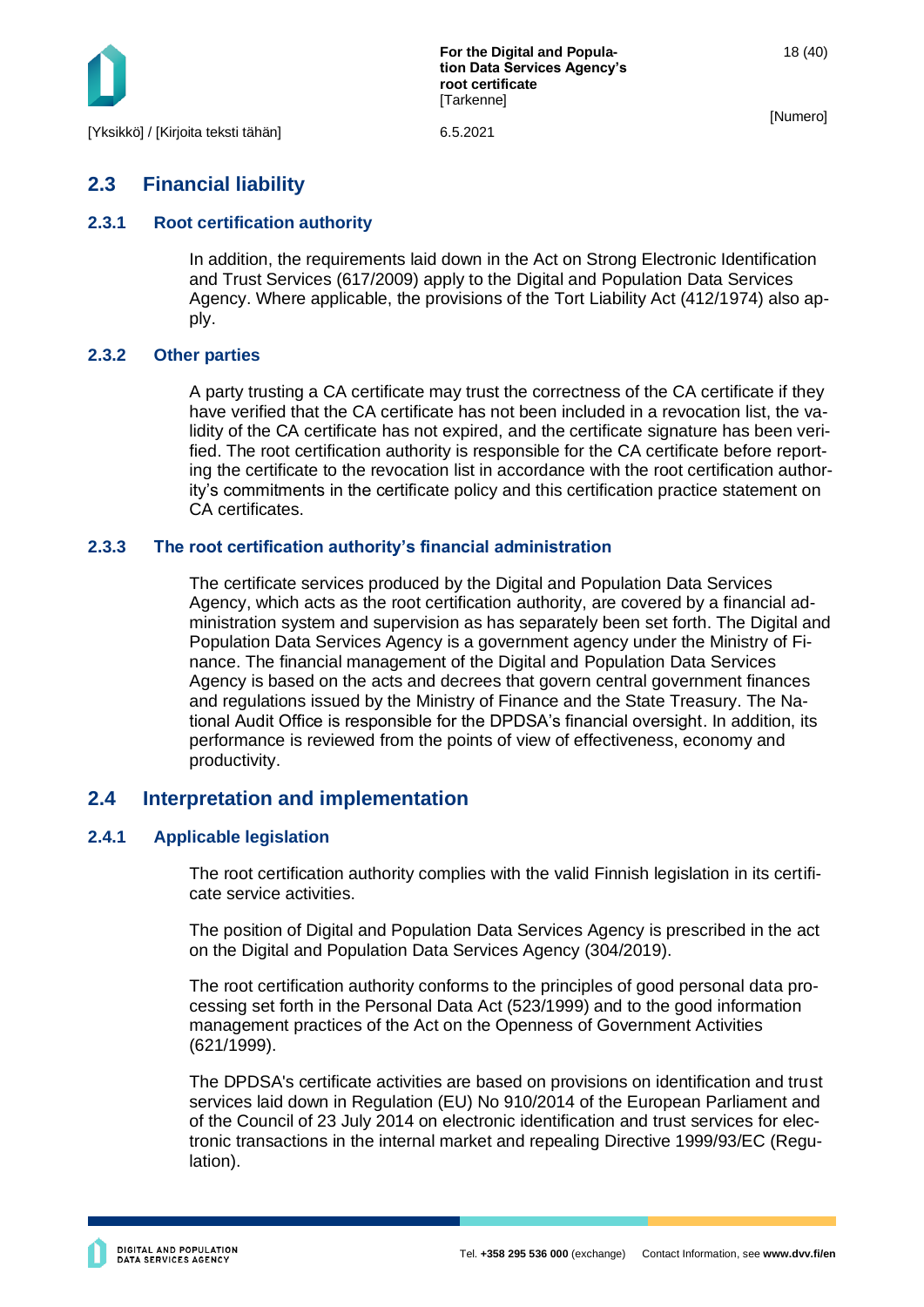## 2.3 Financial liability

### 2.3.1 Root certification authority

In addition, the requirements laid down in the Act on Strong Electronic Identification and Trust Services (617/2009) apply to the Digital and Population Data Services Agency. Where applicable, the provisions of the Tort Liability Act (412/1974) also apply.

### 2.3.2 Other parties

A party trusting a CA certificate may trust the correctness of the CA certificate if they have verified that the CA certificate has not been included in a revocation list, the validity of the CA certificate has not expired, and the certificate signature has been verified. The root certification authority is responsible for the CA certificate before reporting the certificate to the revocation list in accordance with the root certification authority's commitments in the certificate policy and this certification practice statement on CA certificates.

### 2.3.3 The root certification authority's financial administration

The certificate services produced by the Digital and Population Data Services Agency, which acts as the root certification authority, are covered by a financial administration system and supervision as has separately been set forth. The Digital and Population Data Services Agency is a government agency under the Ministry of Finance. The financial management of the Digital and Population Data Services Agency is based on the acts and decrees that govern central government finances and regulations issued by the Ministry of Finance and the State Treasury. The National Audit Office is responsible for the DPDSA's financial oversight. In addition, its performance is reviewed from the points of view of effectiveness, economy and productivity.

## 2.4 Interpretation and implementation

### 2.4.1 Applicable legislation

The root certification authority complies with the valid Finnish legislation in its certificate service activities.

The position of Digital and Population Data Services Agency is prescribed in the act on the Digital and Population Data Services Agency (304/2019).

The root certification authority conforms to the principles of good personal data processing set forth in the Personal Data Act (523/1999) and to the good information management practices of the Act on the Openness of Government Activities (621/1999).

The DPDSA's certificate activities are based on provisions on identification and trust services laid down in Regulation (EU) No 910/2014 of the European Parliament and of the Council of 23 July 2014 on electronic identification and trust services for electronic transactions in the internal market and repealing Directive 1999/93/EC (Regulation).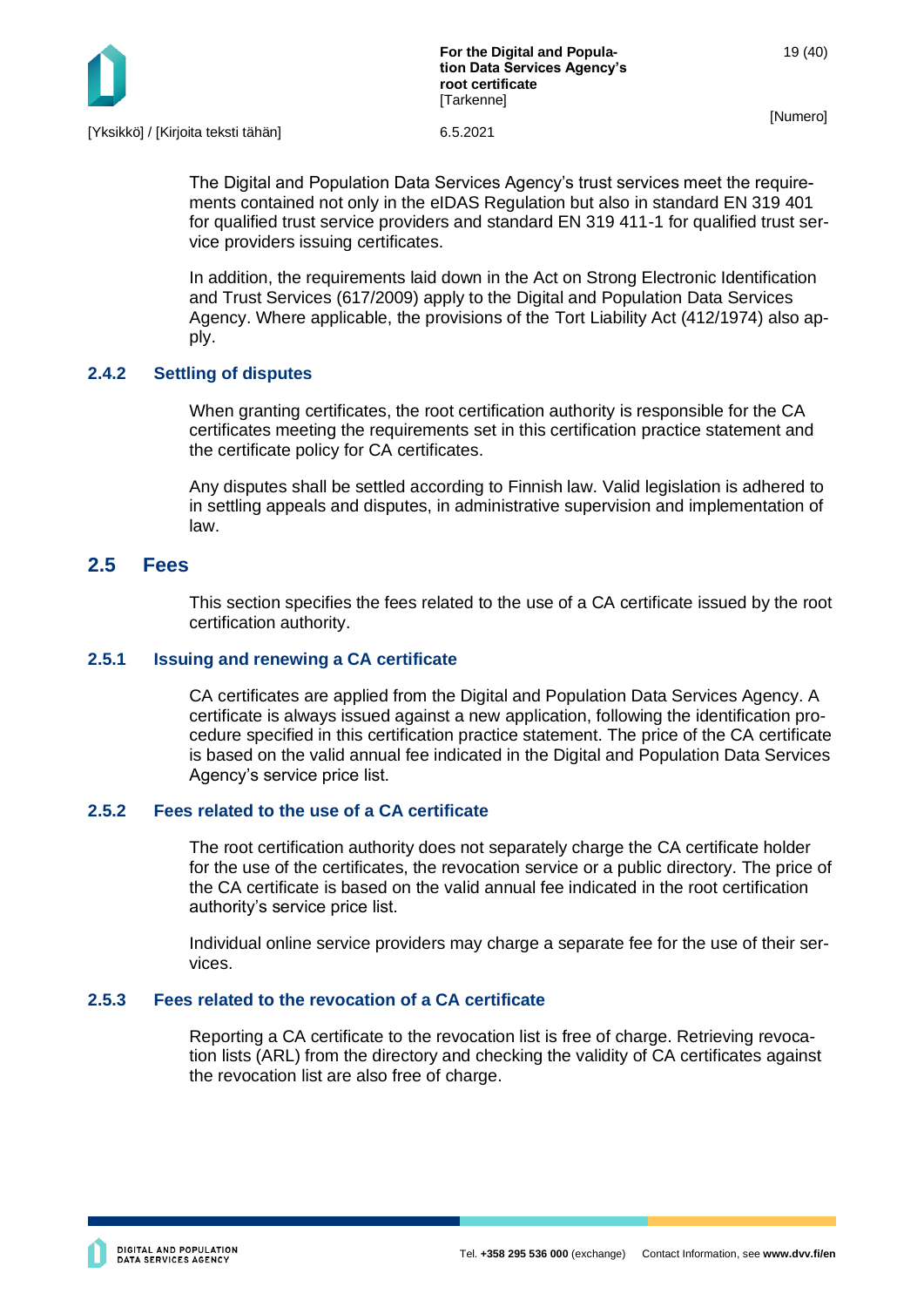The Digital and Population Data Services Agency's trust services meet the requirements contained not only in the eIDAS Regulation but also in standard EN 319 401 for qualified trust service providers and standard EN 319 411-1 for qualified trust service providers issuing certificates.

In addition, the requirements laid down in the Act on Strong Electronic Identification and Trust Services (617/2009) apply to the Digital and Population Data Services Agency. Where applicable, the provisions of the Tort Liability Act (412/1974) also apply.

### 2.4.2 Settling of disputes

When granting certificates, the root certification authority is responsible for the CA certificates meeting the requirements set in this certification practice statement and the certificate policy for CA certificates.

Any disputes shall be settled according to Finnish law. Valid legislation is adhered to in settling appeals and disputes, in administrative supervision and implementation of law.

## 2.5 Fees

This section specifies the fees related to the use of a CA certificate issued by the root certification authority.

### 2.5.1 Issuing and renewing a CA certificate

CA certificates are applied from the Digital and Population Data Services Agency. A certificate is always issued against a new application, following the identification procedure specified in this certification practice statement. The price of the CA certificate is based on the valid annual fee indicated in the Digital and Population Data Services Agency's service price list.

### 2.5.2 Fees related to the use of a CA certificate

The root certification authority does not separately charge the CA certificate holder for the use of the certificates, the revocation service or a public directory. The price of the CA certificate is based on the valid annual fee indicated in the root certification authority's service price list.

Individual online service providers may charge a separate fee for the use of their services.

### 2.5.3 Fees related to the revocation of a CA certificate

Reporting a CA certificate to the revocation list is free of charge. Retrieving revocation lists (ARL) from the directory and checking the validity of CA certificates against the revocation list are also free of charge.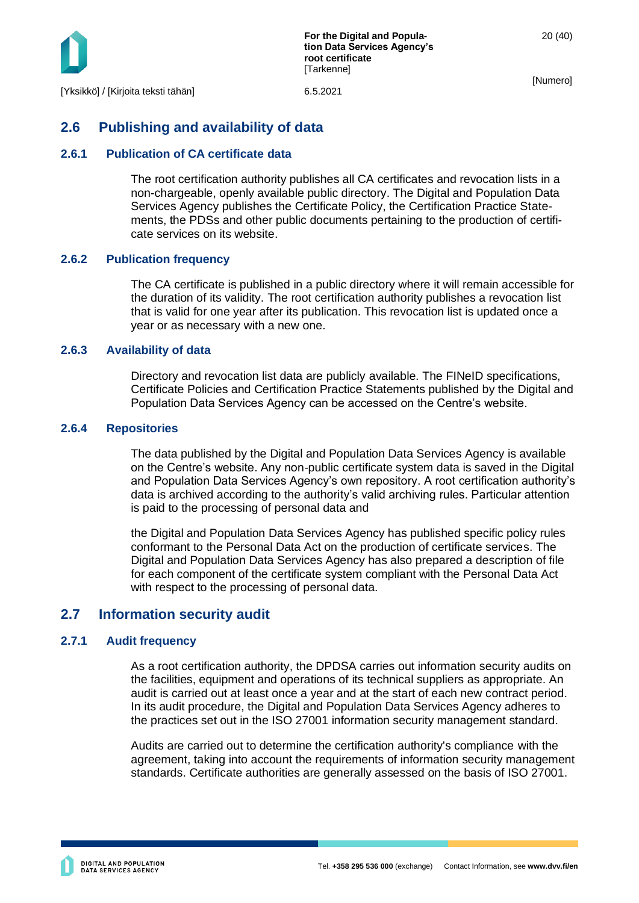## 2.6 Publishing and availability of data

### 2.6.1 Publication of CA certificate data

The root certification authority publishes all CA certificates and revocation lists in a non-chargeable, openly available public directory. The Digital and Population Data Services Agency publishes the Certificate Policy, the Certification Practice Statements, the PDSs and other public documents pertaining to the production of certificate services on its website.

### 2.6.2 Publication frequency

The CA certificate is published in a public directory where it will remain accessible for the duration of its validity. The root certification authority publishes a revocation list that is valid for one year after its publication. This revocation list is updated once a year or as necessary with a new one.

### 2.6.3 Availability of data

Directory and revocation list data are publicly available. The FINeID specifications, Certificate Policies and Certification Practice Statements published by the Digital and Population Data Services Agency can be accessed on the Centre's website.

### 2.6.4 Repositories

The data published by the Digital and Population Data Services Agency is available on the Centre's website. Any non-public certificate system data is saved in the Digital and Population Data Services Agency's own repository. A root certification authority's data is archived according to the authority's valid archiving rules. Particular attention is paid to the processing of personal data and

the Digital and Population Data Services Agency has published specific policy rules conformant to the Personal Data Act on the production of certificate services. The Digital and Population Data Services Agency has also prepared a description of file for each component of the certificate system compliant with the Personal Data Act with respect to the processing of personal data.

## 2.7 Information security audit

### 2.7.1 Audit frequency

As a root certification authority, the DPDSA carries out information security audits on the facilities, equipment and operations of its technical suppliers as appropriate. An audit is carried out at least once a year and at the start of each new contract period. In its audit procedure, the Digital and Population Data Services Agency adheres to the practices set out in the ISO 27001 information security management standard.

Audits are carried out to determine the certification authority's compliance with the agreement, taking into account the requirements of information security management standards. Certificate authorities are generally assessed on the basis of ISO 27001.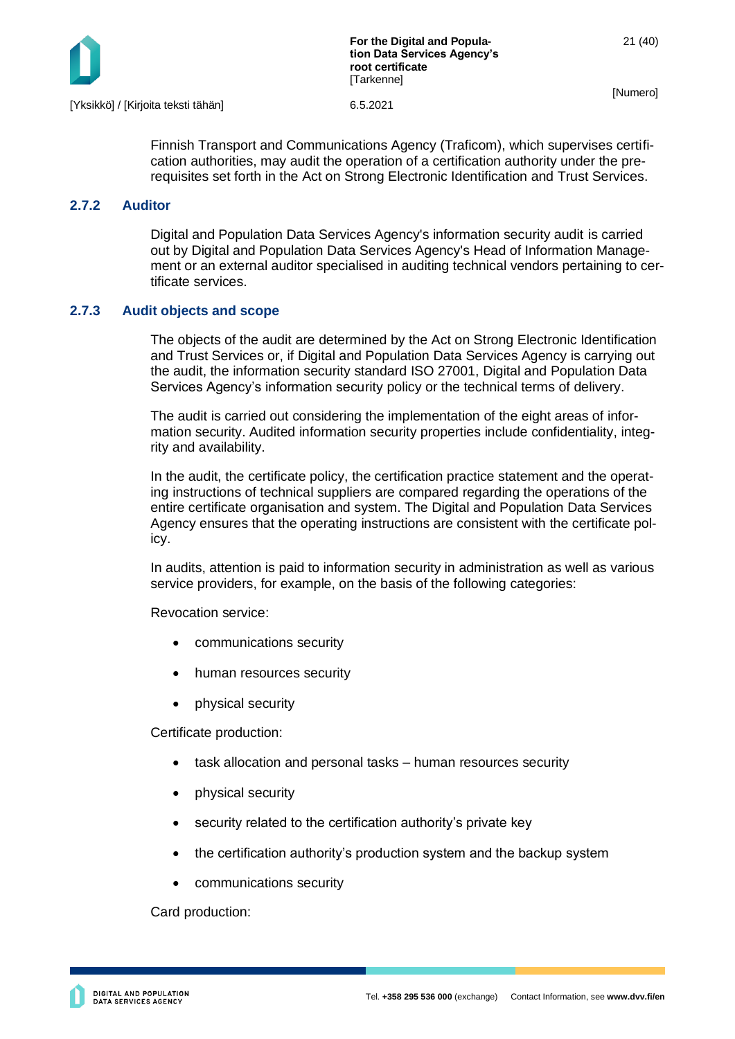Finnish Transport and Communications Agency (Traficom), which supervises certification authorities, may audit the operation of a certification authority under the prerequisites set forth in the Act on Strong Electronic Identification and Trust Services.

### 2.7.2 Auditor

Digital and Population Data Services Agency's information security audit is carried out by Digital and Population Data Services Agency's Head of Information Management or an external auditor specialised in auditing technical vendors pertaining to certificate services.

### 2.7.3 Audit objects and scope

The objects of the audit are determined by the Act on Strong Electronic Identification and Trust Services or, if Digital and Population Data Services Agency is carrying out the audit, the information security standard ISO 27001, Digital and Population Data Services Agency's information security policy or the technical terms of delivery.

The audit is carried out considering the implementation of the eight areas of information security. Audited information security properties include confidentiality, integrity and availability.

In the audit, the certificate policy, the certification practice statement and the operating instructions of technical suppliers are compared regarding the operations of the entire certificate organisation and system. The Digital and Population Data Services Agency ensures that the operating instructions are consistent with the certificate policy.

In audits, attention is paid to information security in administration as well as various service providers, for example, on the basis of the following categories:

Revocation service:

- communications security
- human resources security
- physical security

Certificate production:

- task allocation and personal tasks – human resources security
- physical security
- security related to the certification authority's private key
- the certification authority's production system and the backup system
- communications security

Card production: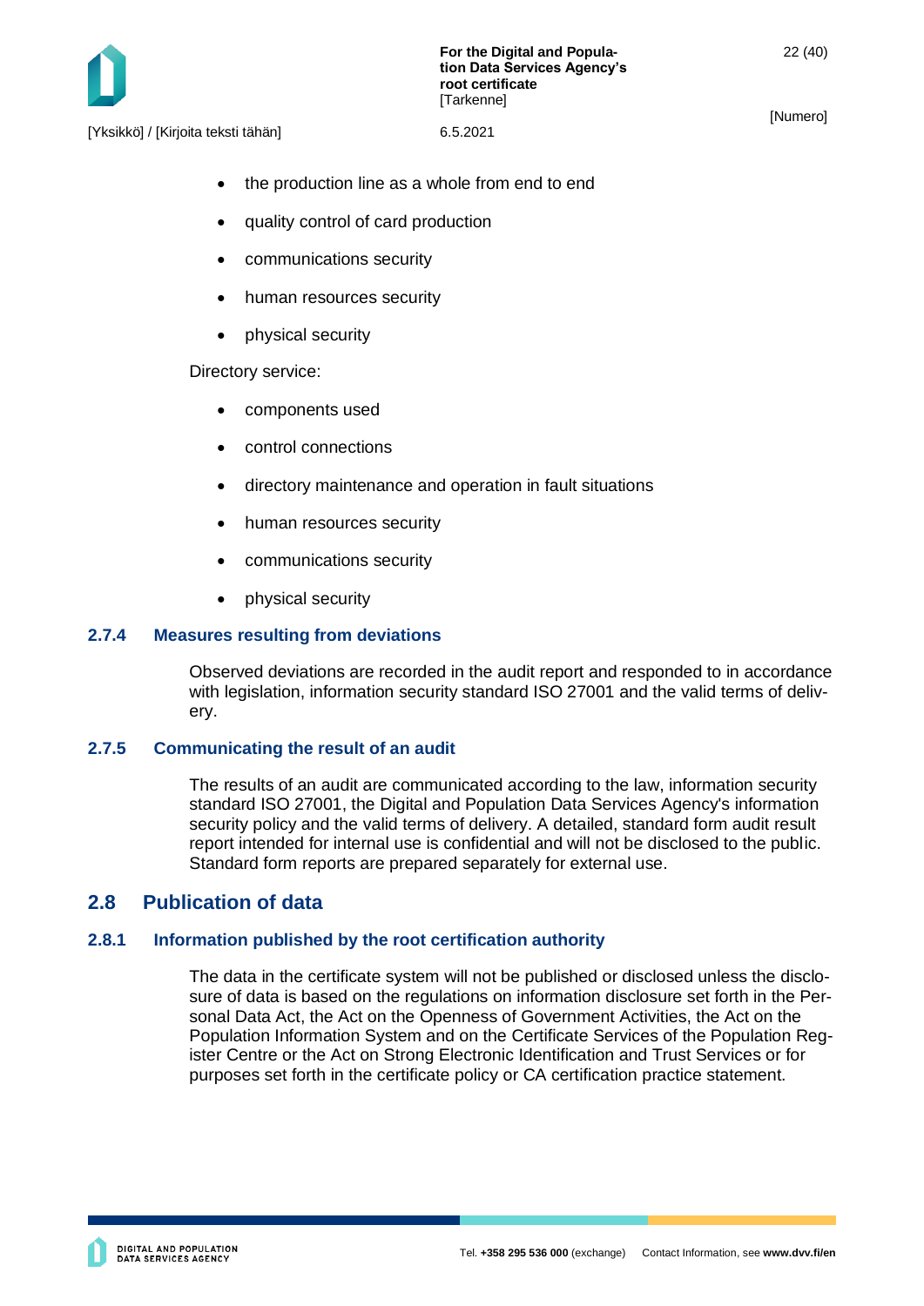- the production line as a whole from end to end
- quality control of card production
- communications security
- human resources security
- physical security

Directory service:

- components used
- control connections
- directory maintenance and operation in fault situations
- human resources security
- communications security
- physical security

### 2.7.4 Measures resulting from deviations

Observed deviations are recorded in the audit report and responded to in accordance with legislation, information security standard ISO 27001 and the valid terms of delivery.

### 2.7.5 Communicating the result of an audit

The results of an audit are communicated according to the law, information security standard ISO 27001, the Digital and Population Data Services Agency's information security policy and the valid terms of delivery. A detailed, standard form audit result report intended for internal use is confidential and will not be disclosed to the public. Standard form reports are prepared separately for external use.

## 2.8 Publication of data

### 2.8.1 Information published by the root certification authority

The data in the certificate system will not be published or disclosed unless the disclosure of data is based on the regulations on information disclosure set forth in the Personal Data Act, the Act on the Openness of Government Activities, the Act on the Population Information System and on the Certificate Services of the Population Register Centre or the Act on Strong Electronic Identification and Trust Services or for purposes set forth in the certificate policy or CA certification practice statement.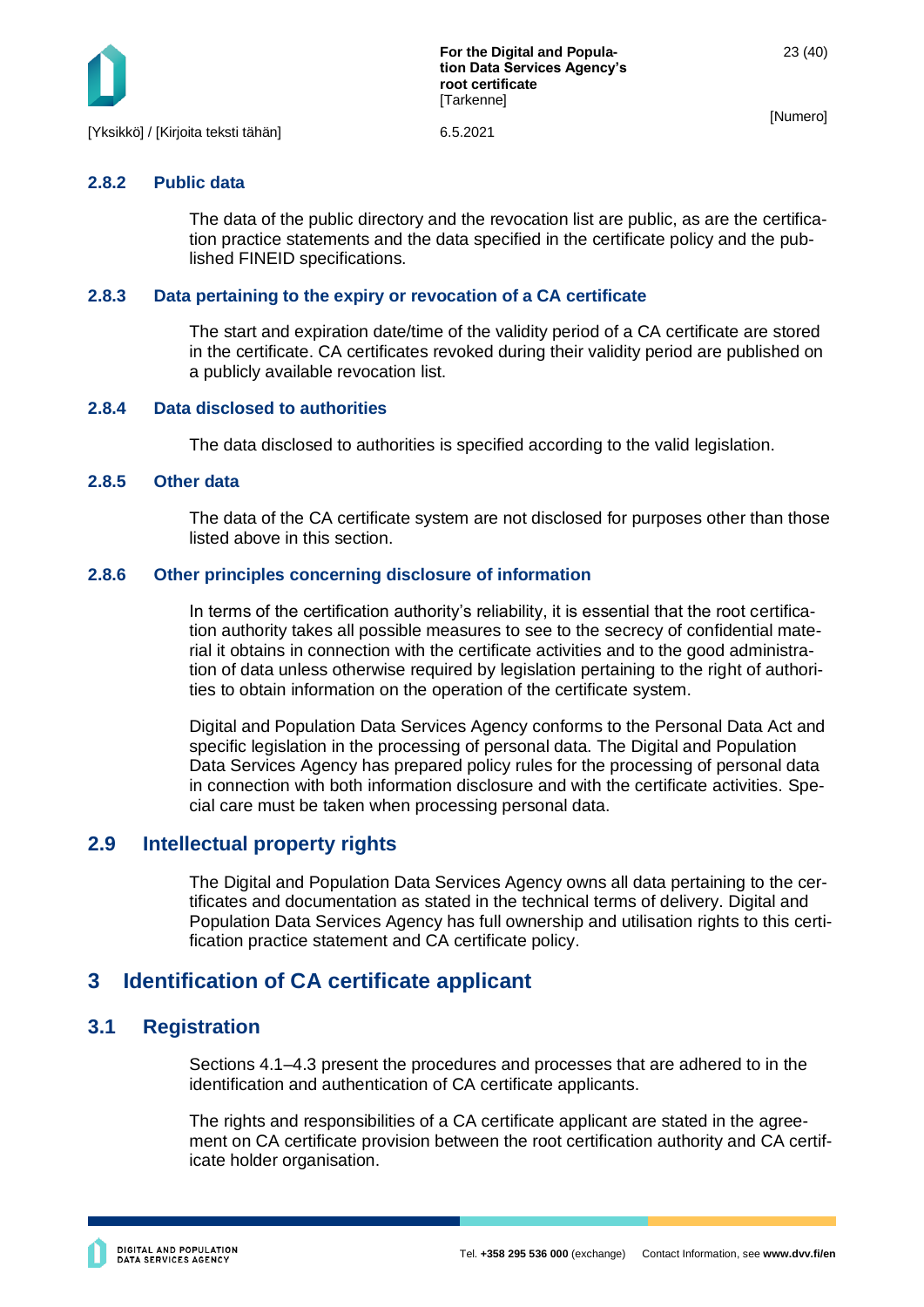### 2.8.2 Public data

The data of the public directory and the revocation list are public, as are the certification practice statements and the data specified in the certificate policy and the published FINEID specifications.

### 2.8.3 Data pertaining to the expiry or revocation of a CA certificate

The start and expiration date/time of the validity period of a CA certificate are stored in the certificate. CA certificates revoked during their validity period are published on a publicly available revocation list.

### 2.8.4 Data disclosed to authorities

The data disclosed to authorities is specified according to the valid legislation.

### 2.8.5 Other data

The data of the CA certificate system are not disclosed for purposes other than those listed above in this section.

### 2.8.6 Other principles concerning disclosure of information

In terms of the certification authority's reliability, it is essential that the root certification authority takes all possible measures to see to the secrecy of confidential material it obtains in connection with the certificate activities and to the good administration of data unless otherwise required by legislation pertaining to the right of authorities to obtain information on the operation of the certificate system.

Digital and Population Data Services Agency conforms to the Personal Data Act and specific legislation in the processing of personal data. The Digital and Population Data Services Agency has prepared policy rules for the processing of personal data in connection with both information disclosure and with the certificate activities. Special care must be taken when processing personal data.

## 2.9 Intellectual property rights

The Digital and Population Data Services Agency owns all data pertaining to the certificates and documentation as stated in the technical terms of delivery. Digital and Population Data Services Agency has full ownership and utilisation rights to this certification practice statement and CA certificate policy.

# 3 Identification of CA certificate applicant

## 3.1 Registration

Sections 4.1–4.3 present the procedures and processes that are adhered to in the identification and authentication of CA certificate applicants.

The rights and responsibilities of a CA certificate applicant are stated in the agreement on CA certificate provision between the root certification authority and CA certificate holder organisation.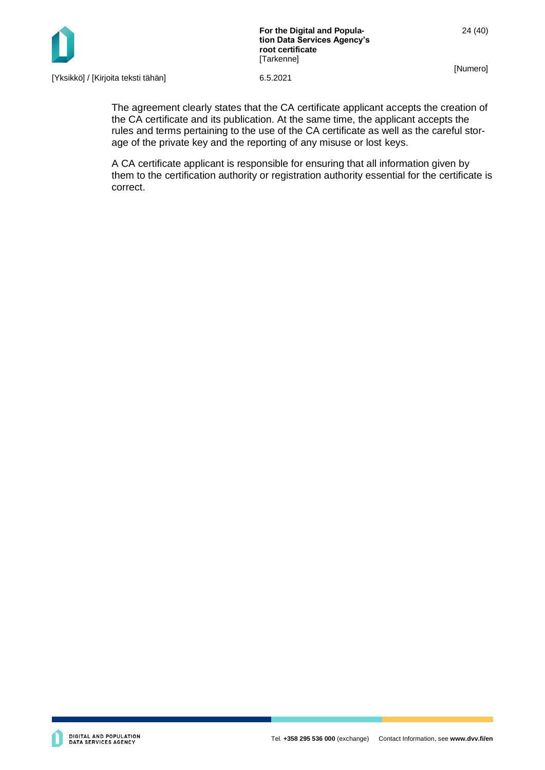The agreement clearly states that the CA certificate applicant accepts the creation of the CA certificate and its publication. At the same time, the applicant accepts the rules and terms pertaining to the use of the CA certificate as well as the careful storage of the private key and the reporting of any misuse or lost keys.

A CA certificate applicant is responsible for ensuring that all information given by them to the certification authority or registration authority essential for the certificate is correct.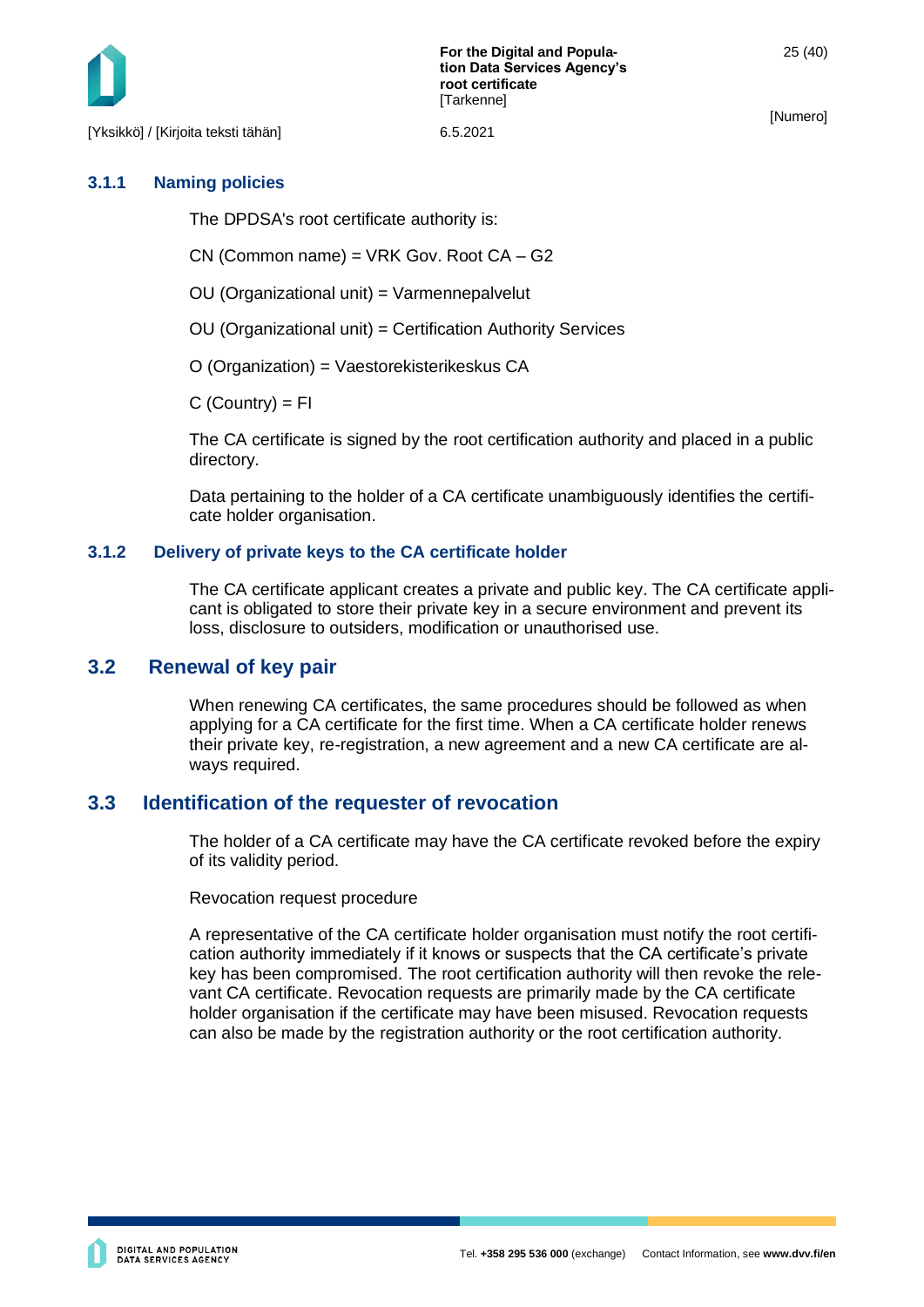### 3.1.1 Naming policies

The DPDSA's root certificate authority is:

CN (Common name) = VRK Gov. Root CA – G2

OU (Organizational unit) = Varmennepalvelut

OU (Organizational unit) = Certification Authority Services

O (Organization) = Vaestorekisterikeskus CA

C (Country) = FI

The CA certificate is signed by the root certification authority and placed in a public directory.

Data pertaining to the holder of a CA certificate unambiguously identifies the certificate holder organisation.

### 3.1.2 Delivery of private keys to the CA certificate holder

The CA certificate applicant creates a private and public key. The CA certificate applicant is obligated to store their private key in a secure environment and prevent its loss, disclosure to outsiders, modification or unauthorised use.

## 3.2 Renewal of key pair

When renewing CA certificates, the same procedures should be followed as when applying for a CA certificate for the first time. When a CA certificate holder renews their private key, re-registration, a new agreement and a new CA certificate are always required.

## 3.3 Identification of the requester of revocation

The holder of a CA certificate may have the CA certificate revoked before the expiry of its validity period.

Revocation request procedure

A representative of the CA certificate holder organisation must notify the root certification authority immediately if it knows or suspects that the CA certificate's private key has been compromised. The root certification authority will then revoke the relevant CA certificate. Revocation requests are primarily made by the CA certificate holder organisation if the certificate may have been misused. Revocation requests can also be made by the registration authority or the root certification authority.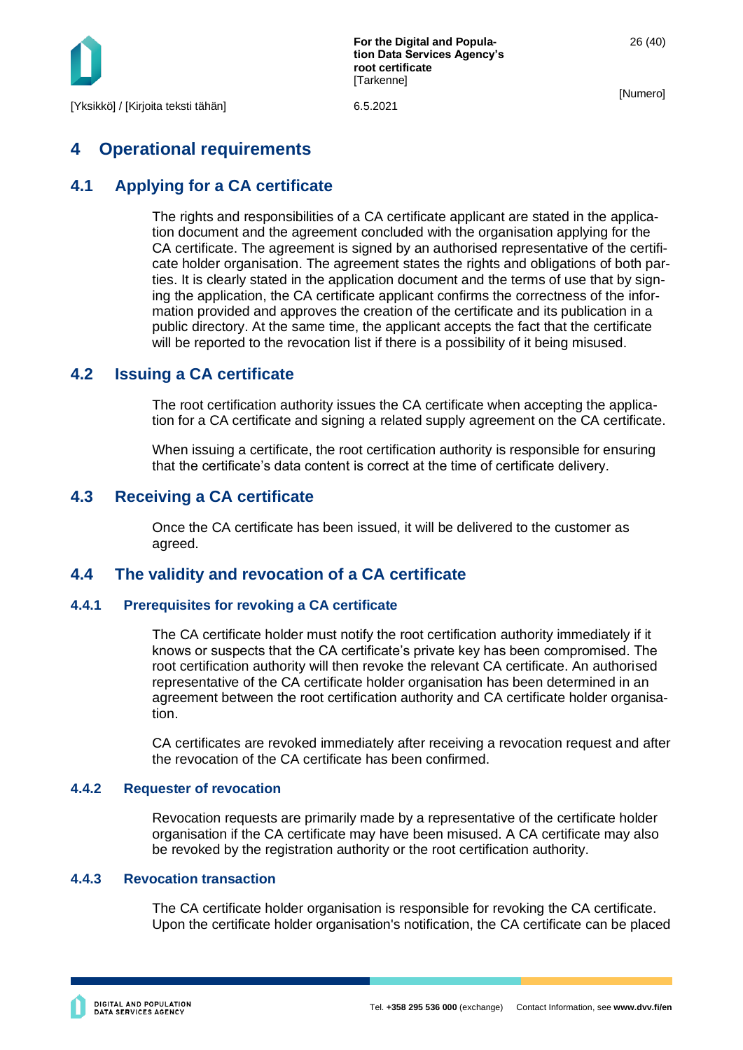# 4 Operational requirements

## 4.1 Applying for a CA certificate

The rights and responsibilities of a CA certificate applicant are stated in the application document and the agreement concluded with the organisation applying for the CA certificate. The agreement is signed by an authorised representative of the certificate holder organisation. The agreement states the rights and obligations of both parties. It is clearly stated in the application document and the terms of use that by signing the application, the CA certificate applicant confirms the correctness of the information provided and approves the creation of the certificate and its publication in a public directory. At the same time, the applicant accepts the fact that the certificate will be reported to the revocation list if there is a possibility of it being misused.

## 4.2 Issuing a CA certificate

The root certification authority issues the CA certificate when accepting the application for a CA certificate and signing a related supply agreement on the CA certificate.

When issuing a certificate, the root certification authority is responsible for ensuring that the certificate's data content is correct at the time of certificate delivery.

## 4.3 Receiving a CA certificate

Once the CA certificate has been issued, it will be delivered to the customer as agreed.

## 4.4 The validity and revocation of a CA certificate

### 4.4.1 Prerequisites for revoking a CA certificate

The CA certificate holder must notify the root certification authority immediately if it knows or suspects that the CA certificate's private key has been compromised. The root certification authority will then revoke the relevant CA certificate. An authorised representative of the CA certificate holder organisation has been determined in an agreement between the root certification authority and CA certificate holder organisation.

CA certificates are revoked immediately after receiving a revocation request and after the revocation of the CA certificate has been confirmed.

### 4.4.2 Requester of revocation

Revocation requests are primarily made by a representative of the certificate holder organisation if the CA certificate may have been misused. A CA certificate may also be revoked by the registration authority or the root certification authority.

### 4.4.3 Revocation transaction

The CA certificate holder organisation is responsible for revoking the CA certificate. Upon the certificate holder organisation's notification, the CA certificate can be placed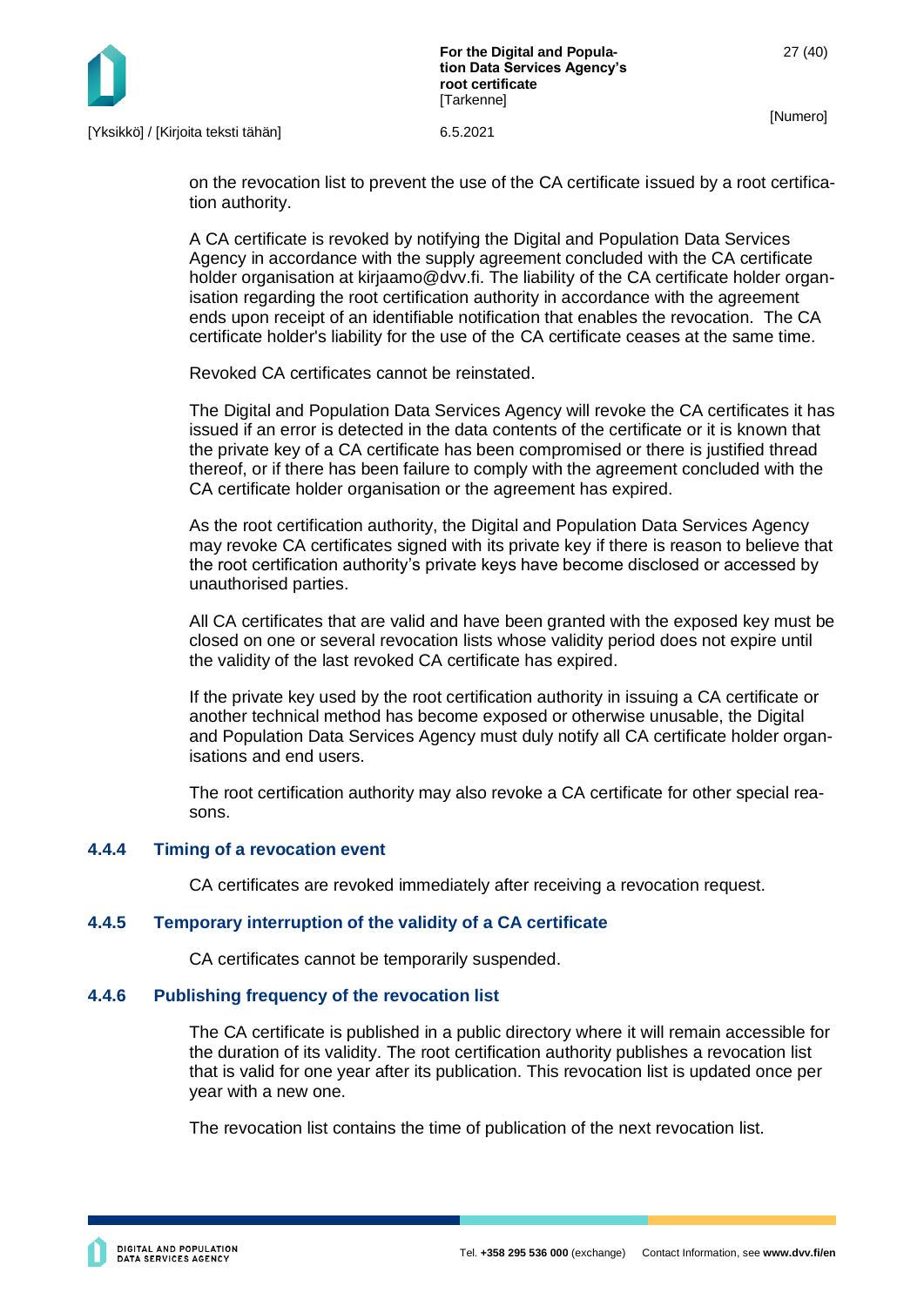on the revocation list to prevent the use of the CA certificate issued by a root certification authority.

A CA certificate is revoked by notifying the Digital and Population Data Services Agency in accordance with the supply agreement concluded with the CA certificate holder organisation at kirjaamo@dvv.fi. The liability of the CA certificate holder organisation regarding the root certification authority in accordance with the agreement ends upon receipt of an identifiable notification that enables the revocation. The CA certificate holder's liability for the use of the CA certificate ceases at the same time.

Revoked CA certificates cannot be reinstated.

The Digital and Population Data Services Agency will revoke the CA certificates it has issued if an error is detected in the data contents of the certificate or it is known that the private key of a CA certificate has been compromised or there is justified thread thereof, or if there has been failure to comply with the agreement concluded with the CA certificate holder organisation or the agreement has expired.

As the root certification authority, the Digital and Population Data Services Agency may revoke CA certificates signed with its private key if there is reason to believe that the root certification authority's private keys have become disclosed or accessed by unauthorised parties.

All CA certificates that are valid and have been granted with the exposed key must be closed on one or several revocation lists whose validity period does not expire until the validity of the last revoked CA certificate has expired.

If the private key used by the root certification authority in issuing a CA certificate or another technical method has become exposed or otherwise unusable, the Digital and Population Data Services Agency must duly notify all CA certificate holder organisations and end users.

The root certification authority may also revoke a CA certificate for other special reasons.

### 4.4.4 Timing of a revocation event

CA certificates are revoked immediately after receiving a revocation request.

### 4.4.5 Temporary interruption of the validity of a CA certificate

CA certificates cannot be temporarily suspended.

### 4.4.6 Publishing frequency of the revocation list

The CA certificate is published in a public directory where it will remain accessible for the duration of its validity. The root certification authority publishes a revocation list that is valid for one year after its publication. This revocation list is updated once per year with a new one.

The revocation list contains the time of publication of the next revocation list.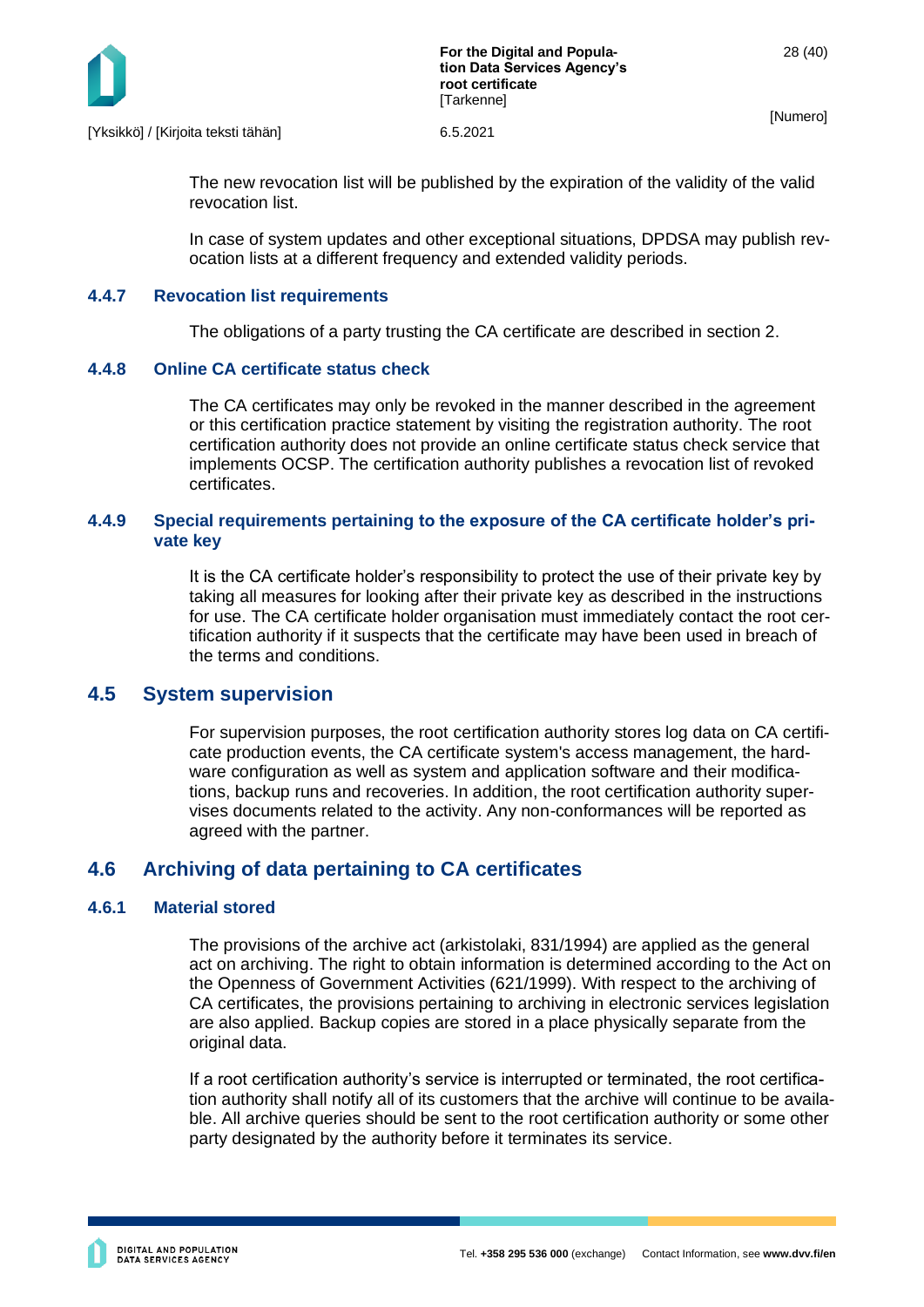The new revocation list will be published by the expiration of the validity of the valid revocation list.

In case of system updates and other exceptional situations, DPDSA may publish revocation lists at a different frequency and extended validity periods.

### 4.4.7 Revocation list requirements

The obligations of a party trusting the CA certificate are described in section 2.

### 4.4.8 Online CA certificate status check

The CA certificates may only be revoked in the manner described in the agreement or this certification practice statement by visiting the registration authority. The root certification authority does not provide an online certificate status check service that implements OCSP. The certification authority publishes a revocation list of revoked certificates.

### 4.4.9 Special requirements pertaining to the exposure of the CA certificate holder's private key

It is the CA certificate holder's responsibility to protect the use of their private key by taking all measures for looking after their private key as described in the instructions for use. The CA certificate holder organisation must immediately contact the root certification authority if it suspects that the certificate may have been used in breach of the terms and conditions.

## 4.5 System supervision

For supervision purposes, the root certification authority stores log data on CA certificate production events, the CA certificate system's access management, the hardware configuration as well as system and application software and their modifications, backup runs and recoveries. In addition, the root certification authority supervises documents related to the activity. Any non-conformances will be reported as agreed with the partner.

## 4.6 Archiving of data pertaining to CA certificates

### 4.6.1 Material stored

The provisions of the archive act (arkistolaki, 831/1994) are applied as the general act on archiving. The right to obtain information is determined according to the Act on the Openness of Government Activities (621/1999). With respect to the archiving of CA certificates, the provisions pertaining to archiving in electronic services legislation are also applied. Backup copies are stored in a place physically separate from the original data.

If a root certification authority's service is interrupted or terminated, the root certification authority shall notify all of its customers that the archive will continue to be available. All archive queries should be sent to the root certification authority or some other party designated by the authority before it terminates its service.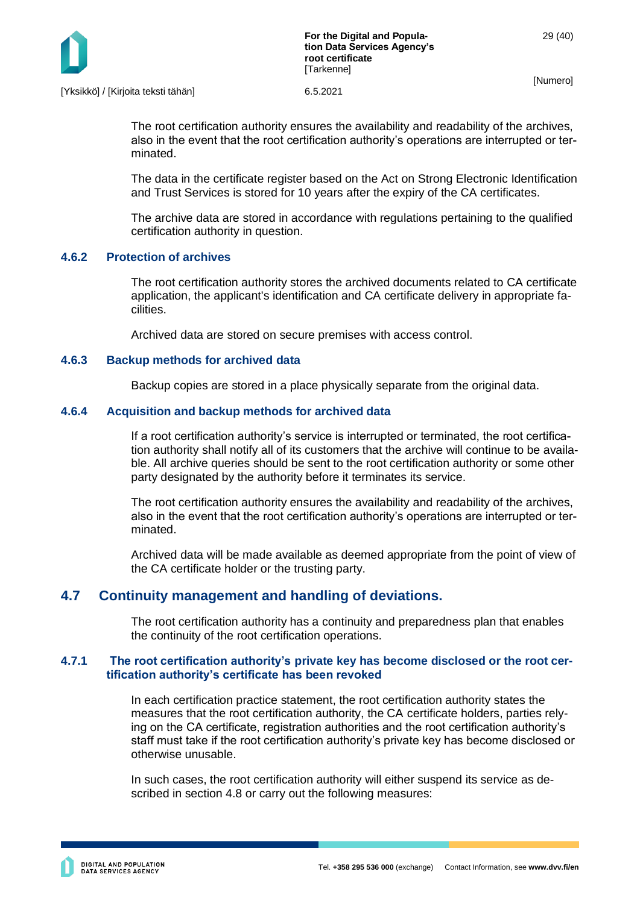The root certification authority ensures the availability and readability of the archives, also in the event that the root certification authority's operations are interrupted or terminated.

The data in the certificate register based on the Act on Strong Electronic Identification and Trust Services is stored for 10 years after the expiry of the CA certificates.

The archive data are stored in accordance with regulations pertaining to the qualified certification authority in question.

### 4.6.2 Protection of archives

The root certification authority stores the archived documents related to CA certificate application, the applicant's identification and CA certificate delivery in appropriate facilities.

Archived data are stored on secure premises with access control.

### 4.6.3 Backup methods for archived data

Backup copies are stored in a place physically separate from the original data.

### 4.6.4 Acquisition and backup methods for archived data

If a root certification authority's service is interrupted or terminated, the root certification authority shall notify all of its customers that the archive will continue to be available. All archive queries should be sent to the root certification authority or some other party designated by the authority before it terminates its service.

The root certification authority ensures the availability and readability of the archives, also in the event that the root certification authority's operations are interrupted or terminated.

Archived data will be made available as deemed appropriate from the point of view of the CA certificate holder or the trusting party.

## 4.7 Continuity management and handling of deviations.

The root certification authority has a continuity and preparedness plan that enables the continuity of the root certification operations.

### 4.7.1 The root certification authority's private key has become disclosed or the root certification authority's certificate has been revoked

In each certification practice statement, the root certification authority states the measures that the root certification authority, the CA certificate holders, parties relying on the CA certificate, registration authorities and the root certification authority's staff must take if the root certification authority's private key has become disclosed or otherwise unusable.

In such cases, the root certification authority will either suspend its service as described in section 4.8 or carry out the following measures: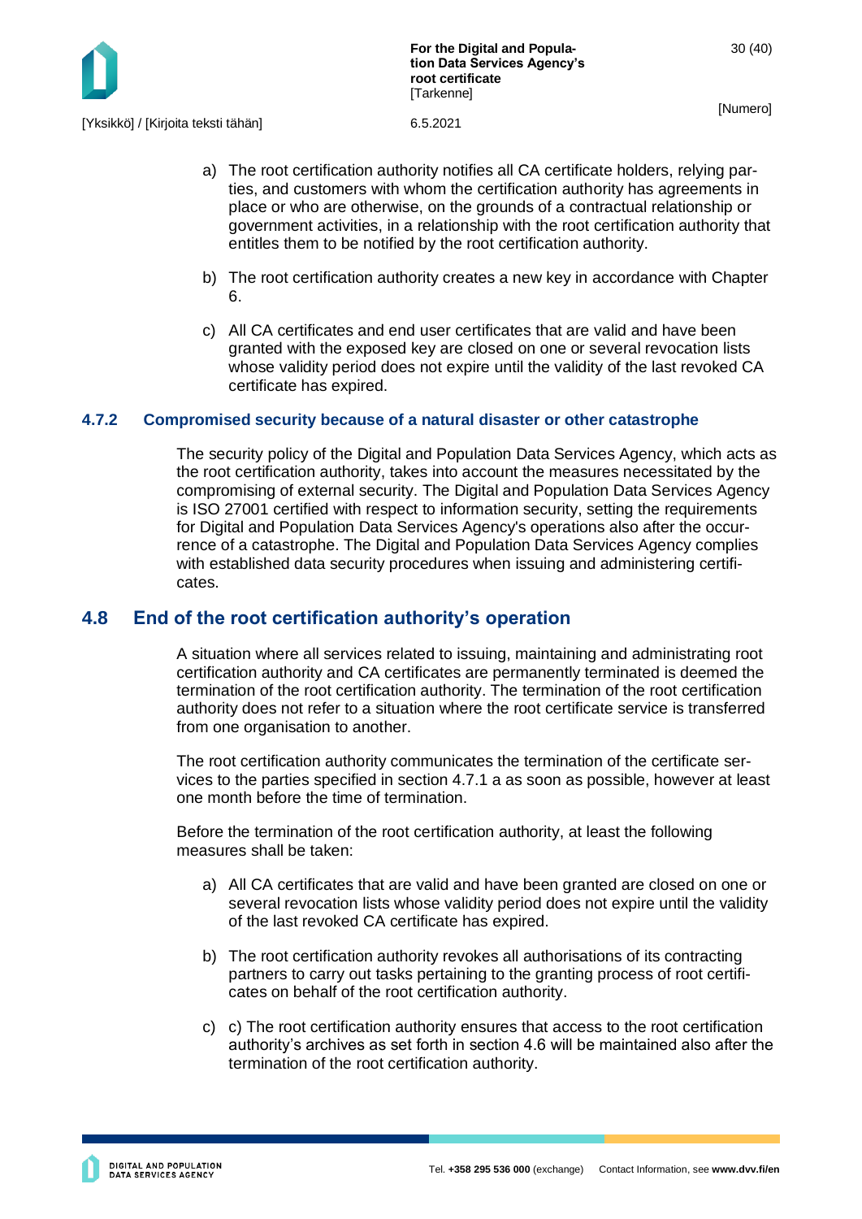a) The root certification authority notifies all CA certificate holders, relying parties, and customers with whom the certification authority has agreements in place or who are otherwise, on the grounds of a contractual relationship or government activities, in a relationship with the root certification authority that entitles them to be notified by the root certification authority.

b) The root certification authority creates a new key in accordance with Chapter 6.

c) All CA certificates and end user certificates that are valid and have been granted with the exposed key are closed on one or several revocation lists whose validity period does not expire until the validity of the last revoked CA certificate has expired.

### 4.7.2 Compromised security because of a natural disaster or other catastrophe

The security policy of the Digital and Population Data Services Agency, which acts as the root certification authority, takes into account the measures necessitated by the compromising of external security. The Digital and Population Data Services Agency is ISO 27001 certified with respect to information security, setting the requirements for Digital and Population Data Services Agency's operations also after the occurrence of a catastrophe. The Digital and Population Data Services Agency complies with established data security procedures when issuing and administering certificates.

## 4.8 End of the root certification authority's operation

A situation where all services related to issuing, maintaining and administrating root certification authority and CA certificates are permanently terminated is deemed the termination of the root certification authority. The termination of the root certification authority does not refer to a situation where the root certificate service is transferred from one organisation to another.

The root certification authority communicates the termination of the certificate services to the parties specified in section 4.7.1 a as soon as possible, however at least one month before the time of termination.

Before the termination of the root certification authority, at least the following measures shall be taken:

a) All CA certificates that are valid and have been granted are closed on one or several revocation lists whose validity period does not expire until the validity of the last revoked CA certificate has expired.

b) The root certification authority revokes all authorisations of its contracting partners to carry out tasks pertaining to the granting process of root certificates on behalf of the root certification authority.

c) c) The root certification authority ensures that access to the root certification authority's archives as set forth in section 4.6 will be maintained also after the termination of the root certification authority.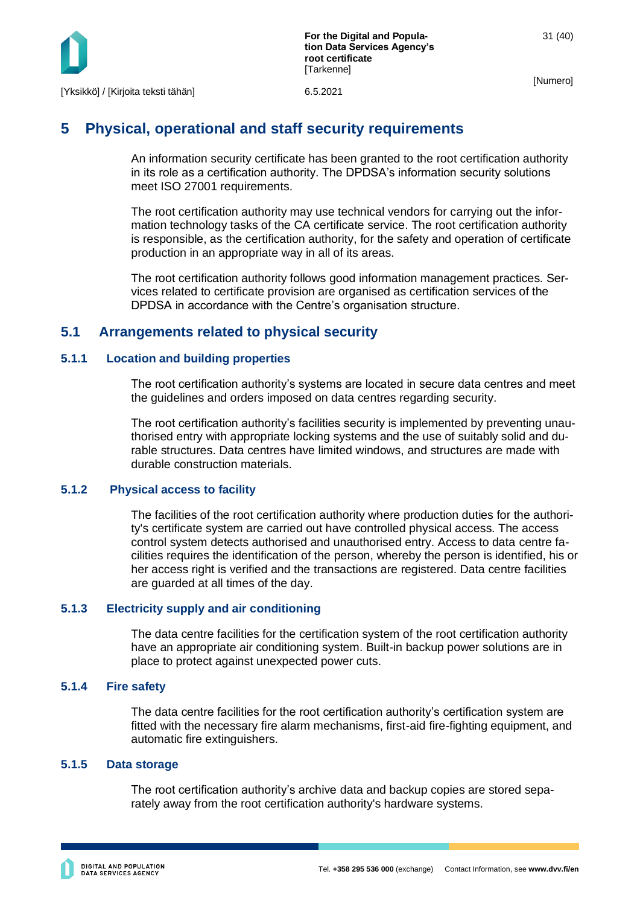# 5 Physical, operational and staff security requirements

An information security certificate has been granted to the root certification authority in its role as a certification authority. The DPDSA's information security solutions meet ISO 27001 requirements.

The root certification authority may use technical vendors for carrying out the information technology tasks of the CA certificate service. The root certification authority is responsible, as the certification authority, for the safety and operation of certificate production in an appropriate way in all of its areas.

The root certification authority follows good information management practices. Services related to certificate provision are organised as certification services of the DPDSA in accordance with the Centre's organisation structure.

## 5.1 Arrangements related to physical security

### 5.1.1 Location and building properties

The root certification authority's systems are located in secure data centres and meet the guidelines and orders imposed on data centres regarding security.

The root certification authority's facilities security is implemented by preventing unauthorised entry with appropriate locking systems and the use of suitably solid and durable structures. Data centres have limited windows, and structures are made with durable construction materials.

### 5.1.2 Physical access to facility

The facilities of the root certification authority where production duties for the authority's certificate system are carried out have controlled physical access. The access control system detects authorised and unauthorised entry. Access to data centre facilities requires the identification of the person, whereby the person is identified, his or her access right is verified and the transactions are registered. Data centre facilities are guarded at all times of the day.

### 5.1.3 Electricity supply and air conditioning

The data centre facilities for the certification system of the root certification authority have an appropriate air conditioning system. Built-in backup power solutions are in place to protect against unexpected power cuts.

### 5.1.4 Fire safety

The data centre facilities for the root certification authority's certification system are fitted with the necessary fire alarm mechanisms, first-aid fire-fighting equipment, and automatic fire extinguishers.

### 5.1.5 Data storage

The root certification authority's archive data and backup copies are stored separately away from the root certification authority's hardware systems.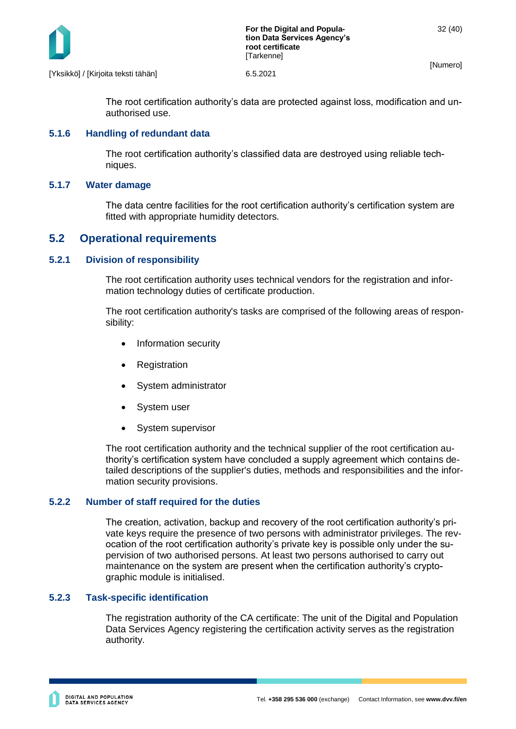The root certification authority's data are protected against loss, modification and unauthorised use.

### 5.1.6 Handling of redundant data

The root certification authority's classified data are destroyed using reliable techniques.

### 5.1.7 Water damage

The data centre facilities for the root certification authority's certification system are fitted with appropriate humidity detectors.

## 5.2 Operational requirements

### 5.2.1 Division of responsibility

The root certification authority uses technical vendors for the registration and information technology duties of certificate production.

The root certification authority's tasks are comprised of the following areas of responsibility:

- Information security
- Registration
- System administrator
- System user
- System supervisor

The root certification authority and the technical supplier of the root certification authority's certification system have concluded a supply agreement which contains detailed descriptions of the supplier's duties, methods and responsibilities and the information security provisions.

### 5.2.2 Number of staff required for the duties

The creation, activation, backup and recovery of the root certification authority's private keys require the presence of two persons with administrator privileges. The revocation of the root certification authority's private key is possible only under the supervision of two authorised persons. At least two persons authorised to carry out maintenance on the system are present when the certification authority's cryptographic module is initialised.

### 5.2.3 Task-specific identification

The registration authority of the CA certificate: The unit of the Digital and Population Data Services Agency registering the certification activity serves as the registration authority.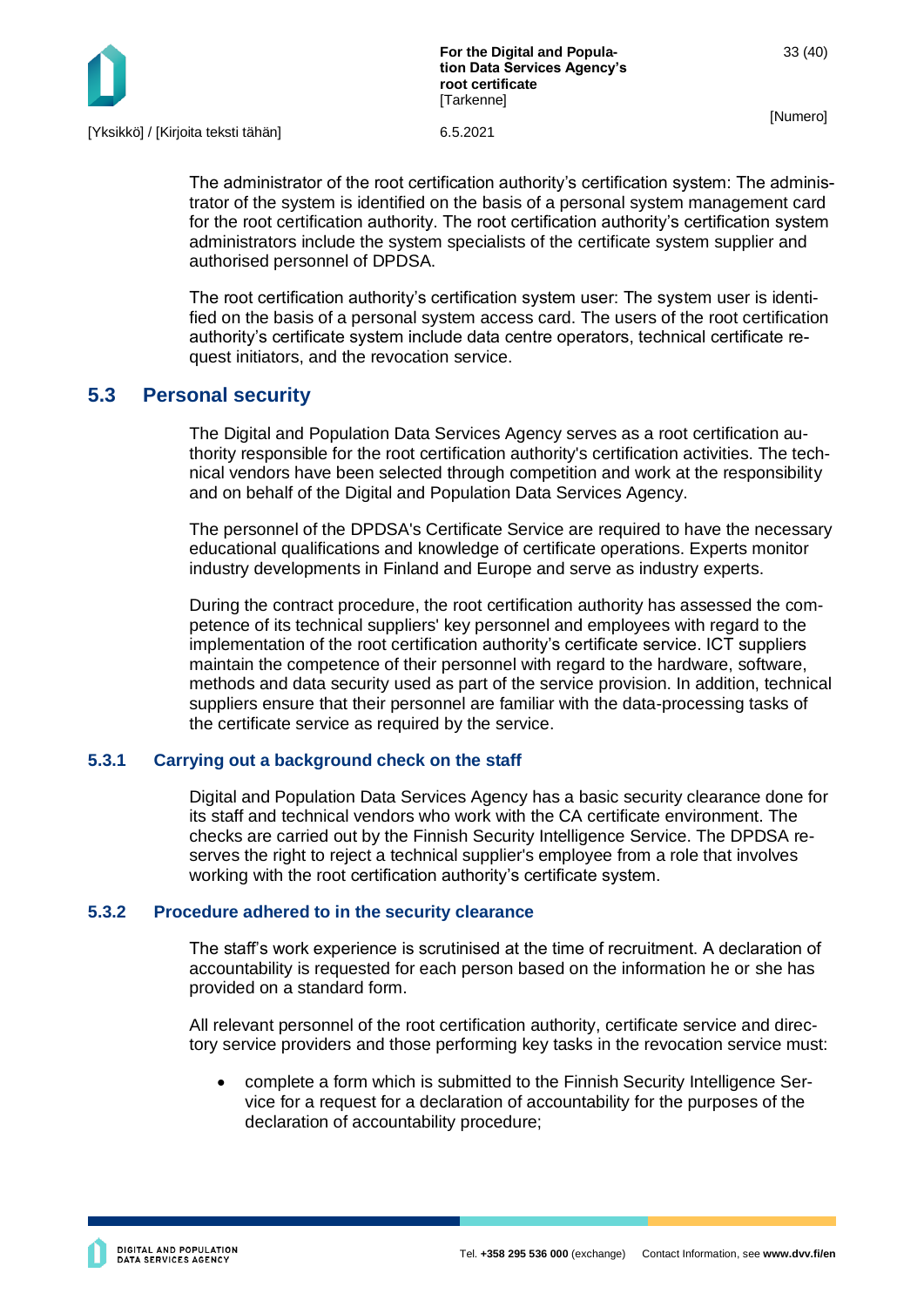The administrator of the root certification authority's certification system: The administrator of the system is identified on the basis of a personal system management card for the root certification authority. The root certification authority's certification system administrators include the system specialists of the certificate system supplier and authorised personnel of DPDSA.

The root certification authority's certification system user: The system user is identified on the basis of a personal system access card. The users of the root certification authority's certificate system include data centre operators, technical certificate request initiators, and the revocation service.

## 5.3 Personal security

The Digital and Population Data Services Agency serves as a root certification authority responsible for the root certification authority's certification activities. The technical vendors have been selected through competition and work at the responsibility and on behalf of the Digital and Population Data Services Agency.

The personnel of the DPDSA's Certificate Service are required to have the necessary educational qualifications and knowledge of certificate operations. Experts monitor industry developments in Finland and Europe and serve as industry experts.

During the contract procedure, the root certification authority has assessed the competence of its technical suppliers' key personnel and employees with regard to the implementation of the root certification authority's certificate service. ICT suppliers maintain the competence of their personnel with regard to the hardware, software, methods and data security used as part of the service provision. In addition, technical suppliers ensure that their personnel are familiar with the data-processing tasks of the certificate service as required by the service.

### 5.3.1 Carrying out a background check on the staff

Digital and Population Data Services Agency has a basic security clearance done for its staff and technical vendors who work with the CA certificate environment. The checks are carried out by the Finnish Security Intelligence Service. The DPDSA reserves the right to reject a technical supplier's employee from a role that involves working with the root certification authority's certificate system.

### 5.3.2 Procedure adhered to in the security clearance

The staff's work experience is scrutinised at the time of recruitment. A declaration of accountability is requested for each person based on the information he or she has provided on a standard form.

All relevant personnel of the root certification authority, certificate service and directory service providers and those performing key tasks in the revocation service must:

- complete a form which is submitted to the Finnish Security Intelligence Service for a request for a declaration of accountability for the purposes of the declaration of accountability procedure;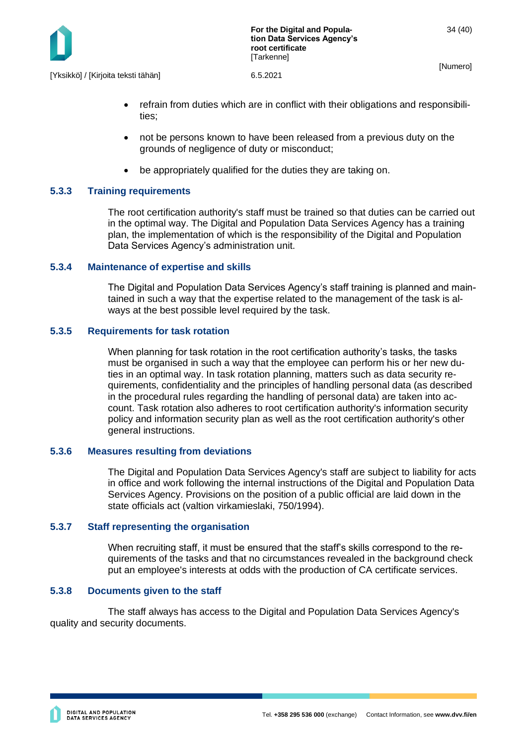- refrain from duties which are in conflict with their obligations and responsibilities;
- not be persons known to have been released from a previous duty on the grounds of negligence of duty or misconduct;
- be appropriately qualified for the duties they are taking on.

### 5.3.3 Training requirements

The root certification authority's staff must be trained so that duties can be carried out in the optimal way. The Digital and Population Data Services Agency has a training plan, the implementation of which is the responsibility of the Digital and Population Data Services Agency's administration unit.

### 5.3.4 Maintenance of expertise and skills

The Digital and Population Data Services Agency's staff training is planned and maintained in such a way that the expertise related to the management of the task is always at the best possible level required by the task.

### 5.3.5 Requirements for task rotation

When planning for task rotation in the root certification authority's tasks, the tasks must be organised in such a way that the employee can perform his or her new duties in an optimal way. In task rotation planning, matters such as data security requirements, confidentiality and the principles of handling personal data (as described in the procedural rules regarding the handling of personal data) are taken into account. Task rotation also adheres to root certification authority's information security policy and information security plan as well as the root certification authority's other general instructions.

### 5.3.6 Measures resulting from deviations

The Digital and Population Data Services Agency's staff are subject to liability for acts in office and work following the internal instructions of the Digital and Population Data Services Agency. Provisions on the position of a public official are laid down in the state officials act (valtion virkamieslaki, 750/1994).

### 5.3.7 Staff representing the organisation

When recruiting staff, it must be ensured that the staff's skills correspond to the requirements of the tasks and that no circumstances revealed in the background check put an employee's interests at odds with the production of CA certificate services.

### 5.3.8 Documents given to the staff

The staff always has access to the Digital and Population Data Services Agency's quality and security documents.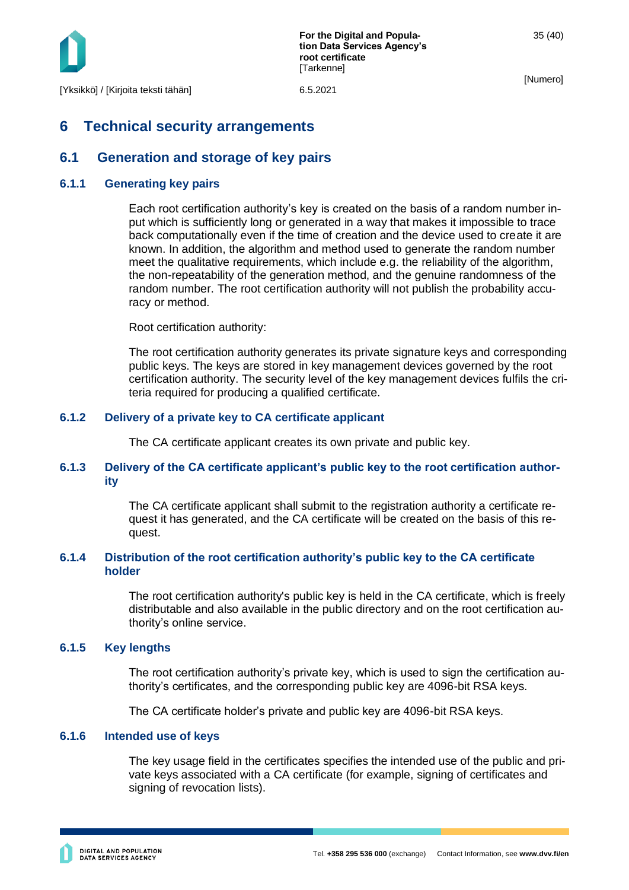# 6 Technical security arrangements

## 6.1 Generation and storage of key pairs

### 6.1.1 Generating key pairs

Each root certification authority's key is created on the basis of a random number input which is sufficiently long or generated in a way that makes it impossible to trace back computationally even if the time of creation and the device used to create it are known. In addition, the algorithm and method used to generate the random number meet the qualitative requirements, which include e.g. the reliability of the algorithm, the non-repeatability of the generation method, and the genuine randomness of the random number. The root certification authority will not publish the probability accuracy or method.

Root certification authority:

The root certification authority generates its private signature keys and corresponding public keys. The keys are stored in key management devices governed by the root certification authority. The security level of the key management devices fulfils the criteria required for producing a qualified certificate.

### 6.1.2 Delivery of a private key to CA certificate applicant

The CA certificate applicant creates its own private and public key.

### 6.1.3 Delivery of the CA certificate applicant's public key to the root certification authority

The CA certificate applicant shall submit to the registration authority a certificate request it has generated, and the CA certificate will be created on the basis of this request.

### 6.1.4 Distribution of the root certification authority's public key to the CA certificate holder

The root certification authority's public key is held in the CA certificate, which is freely distributable and also available in the public directory and on the root certification authority's online service.

### 6.1.5 Key lengths

The root certification authority's private key, which is used to sign the certification authority's certificates, and the corresponding public key are 4096-bit RSA keys.

The CA certificate holder's private and public key are 4096-bit RSA keys.

### 6.1.6 Intended use of keys

The key usage field in the certificates specifies the intended use of the public and private keys associated with a CA certificate (for example, signing of certificates and signing of revocation lists).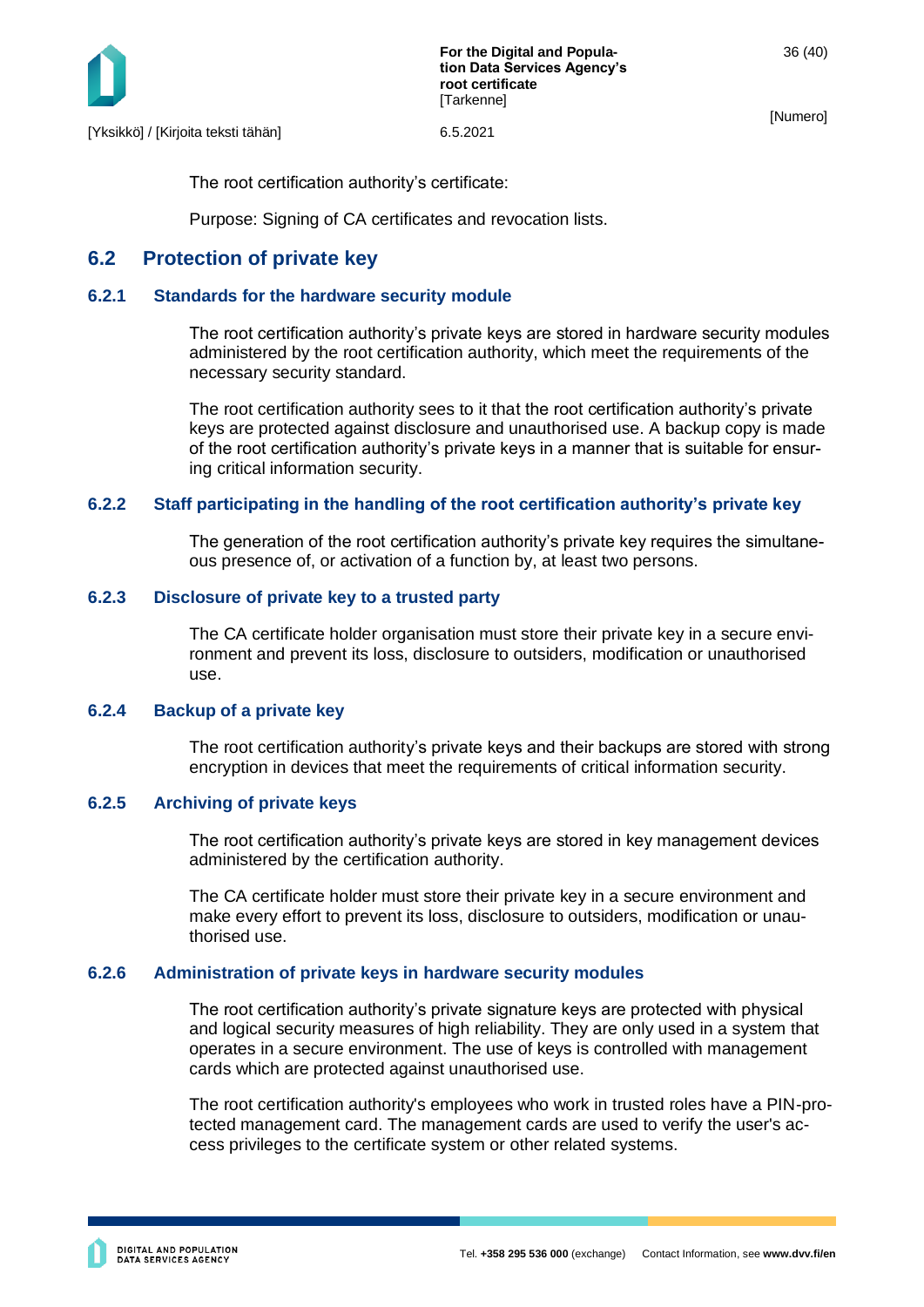The root certification authority’s certificate:

Purpose: Signing of CA certificates and revocation lists.

## 6.2 Protection of private key

### 6.2.1 Standards for the hardware security module

The root certification authority’s private keys are stored in hardware security modules administered by the root certification authority, which meet the requirements of the necessary security standard.

The root certification authority sees to it that the root certification authority’s private keys are protected against disclosure and unauthorised use. A backup copy is made of the root certification authority’s private keys in a manner that is suitable for ensuring critical information security.

### 6.2.2 Staff participating in the handling of the root certification authority’s private key

The generation of the root certification authority’s private key requires the simultaneous presence of, or activation of a function by, at least two persons.

### 6.2.3 Disclosure of private key to a trusted party

The CA certificate holder organisation must store their private key in a secure environment and prevent its loss, disclosure to outsiders, modification or unauthorised use.

### 6.2.4 Backup of a private key

The root certification authority’s private keys and their backups are stored with strong encryption in devices that meet the requirements of critical information security.

### 6.2.5 Archiving of private keys

The root certification authority’s private keys are stored in key management devices administered by the certification authority.

The CA certificate holder must store their private key in a secure environment and make every effort to prevent its loss, disclosure to outsiders, modification or unauthorised use.

### 6.2.6 Administration of private keys in hardware security modules

The root certification authority’s private signature keys are protected with physical and logical security measures of high reliability. They are only used in a system that operates in a secure environment. The use of keys is controlled with management cards which are protected against unauthorised use.

The root certification authority's employees who work in trusted roles have a PIN-protected management card. The management cards are used to verify the user's access privileges to the certificate system or other related systems.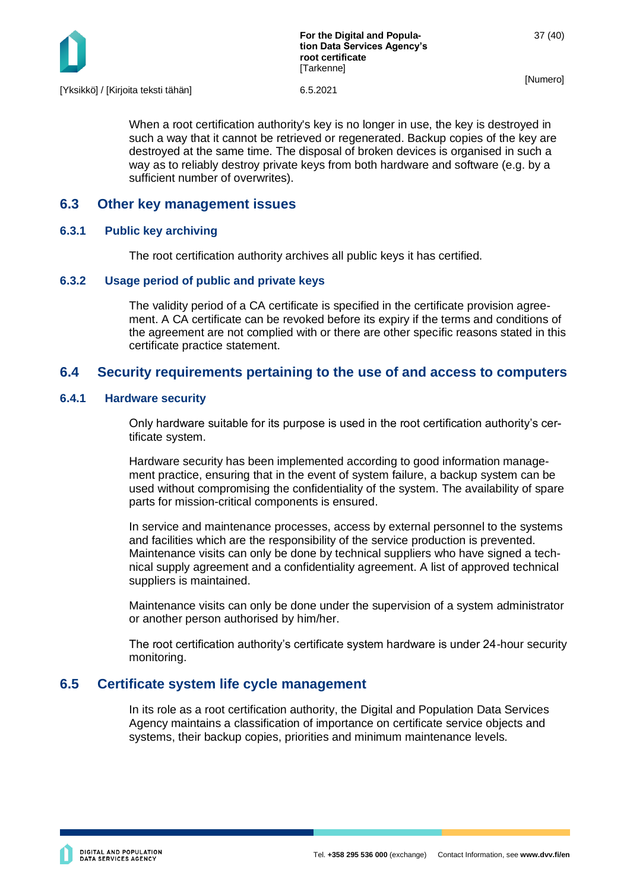When a root certification authority's key is no longer in use, the key is destroyed in such a way that it cannot be retrieved or regenerated. Backup copies of the key are destroyed at the same time. The disposal of broken devices is organised in such a way as to reliably destroy private keys from both hardware and software (e.g. by a sufficient number of overwrites).

## 6.3 Other key management issues

### 6.3.1 Public key archiving

The root certification authority archives all public keys it has certified.

### 6.3.2 Usage period of public and private keys

The validity period of a CA certificate is specified in the certificate provision agreement. A CA certificate can be revoked before its expiry if the terms and conditions of the agreement are not complied with or there are other specific reasons stated in this certificate practice statement.

## 6.4 Security requirements pertaining to the use of and access to computers

### 6.4.1 Hardware security

Only hardware suitable for its purpose is used in the root certification authority's certificate system.

Hardware security has been implemented according to good information management practice, ensuring that in the event of system failure, a backup system can be used without compromising the confidentiality of the system. The availability of spare parts for mission-critical components is ensured.

In service and maintenance processes, access by external personnel to the systems and facilities which are the responsibility of the service production is prevented. Maintenance visits can only be done by technical suppliers who have signed a technical supply agreement and a confidentiality agreement. A list of approved technical suppliers is maintained.

Maintenance visits can only be done under the supervision of a system administrator or another person authorised by him/her.

The root certification authority's certificate system hardware is under 24-hour security monitoring.

## 6.5 Certificate system life cycle management

In its role as a root certification authority, the Digital and Population Data Services Agency maintains a classification of importance on certificate service objects and systems, their backup copies, priorities and minimum maintenance levels.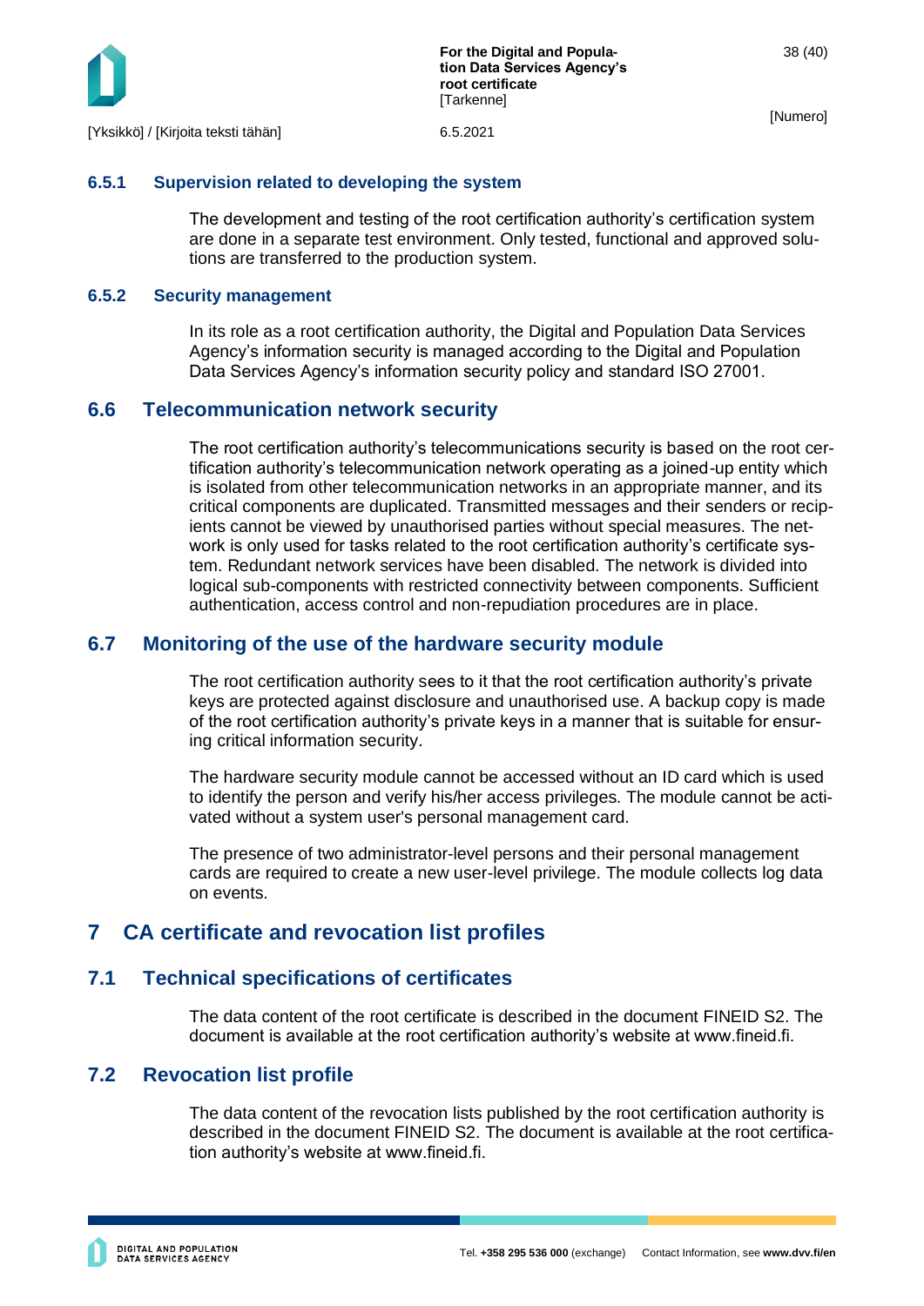### 6.5.1 Supervision related to developing the system

The development and testing of the root certification authority's certification system are done in a separate test environment. Only tested, functional and approved solutions are transferred to the production system.

### 6.5.2 Security management

In its role as a root certification authority, the Digital and Population Data Services Agency's information security is managed according to the Digital and Population Data Services Agency's information security policy and standard ISO 27001.

## 6.6 Telecommunication network security

The root certification authority's telecommunications security is based on the root certification authority's telecommunication network operating as a joined-up entity which is isolated from other telecommunication networks in an appropriate manner, and its critical components are duplicated. Transmitted messages and their senders or recipients cannot be viewed by unauthorised parties without special measures. The network is only used for tasks related to the root certification authority's certificate system. Redundant network services have been disabled. The network is divided into logical sub-components with restricted connectivity between components. Sufficient authentication, access control and non-repudiation procedures are in place.

## 6.7 Monitoring of the use of the hardware security module

The root certification authority sees to it that the root certification authority's private keys are protected against disclosure and unauthorised use. A backup copy is made of the root certification authority's private keys in a manner that is suitable for ensuring critical information security.

The hardware security module cannot be accessed without an ID card which is used to identify the person and verify his/her access privileges. The module cannot be activated without a system user's personal management card.

The presence of two administrator-level persons and their personal management cards are required to create a new user-level privilege. The module collects log data on events.

# 7 CA certificate and revocation list profiles

## 7.1 Technical specifications of certificates

The data content of the root certificate is described in the document FINEID S2. The document is available at the root certification authority's website at www.fineid.fi.

## 7.2 Revocation list profile

The data content of the revocation lists published by the root certification authority is described in the document FINEID S2. The document is available at the root certification authority's website at www.fineid.fi.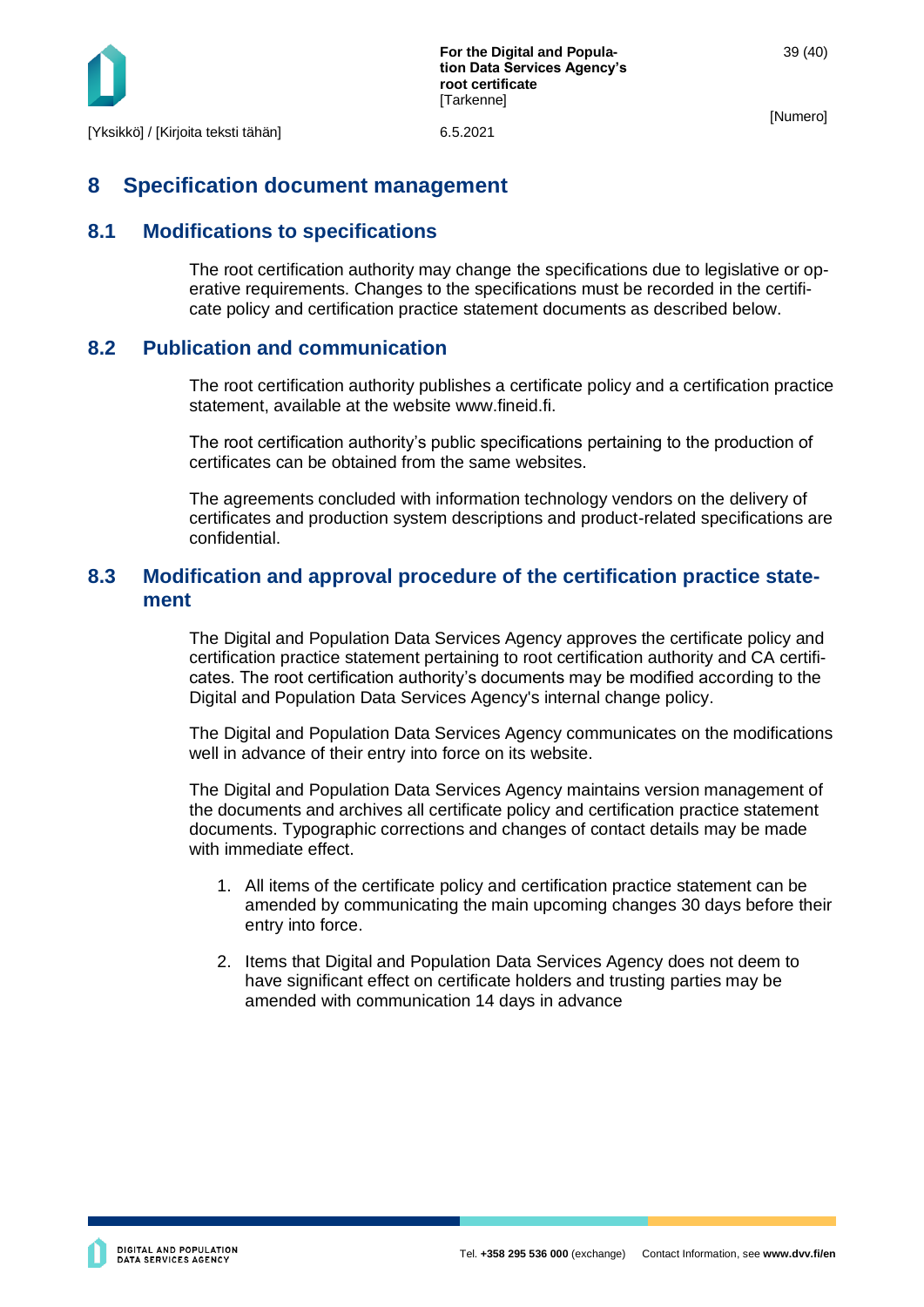# 8 Specification document management

## 8.1 Modifications to specifications

The root certification authority may change the specifications due to legislative or operative requirements. Changes to the specifications must be recorded in the certificate policy and certification practice statement documents as described below.

## 8.2 Publication and communication

The root certification authority publishes a certificate policy and a certification practice statement, available at the website www.fineid.fi.

The root certification authority's public specifications pertaining to the production of certificates can be obtained from the same websites.

The agreements concluded with information technology vendors on the delivery of certificates and production system descriptions and product-related specifications are confidential.

## 8.3 Modification and approval procedure of the certification practice statement

The Digital and Population Data Services Agency approves the certificate policy and certification practice statement pertaining to root certification authority and CA certificates. The root certification authority's documents may be modified according to the Digital and Population Data Services Agency's internal change policy.

The Digital and Population Data Services Agency communicates on the modifications well in advance of their entry into force on its website.

The Digital and Population Data Services Agency maintains version management of the documents and archives all certificate policy and certification practice statement documents. Typographic corrections and changes of contact details may be made with immediate effect.

1. All items of the certificate policy and certification practice statement can be amended by communicating the main upcoming changes 30 days before their entry into force.
2. Items that Digital and Population Data Services Agency does not deem to have significant effect on certificate holders and trusting parties may be amended with communication 14 days in advance